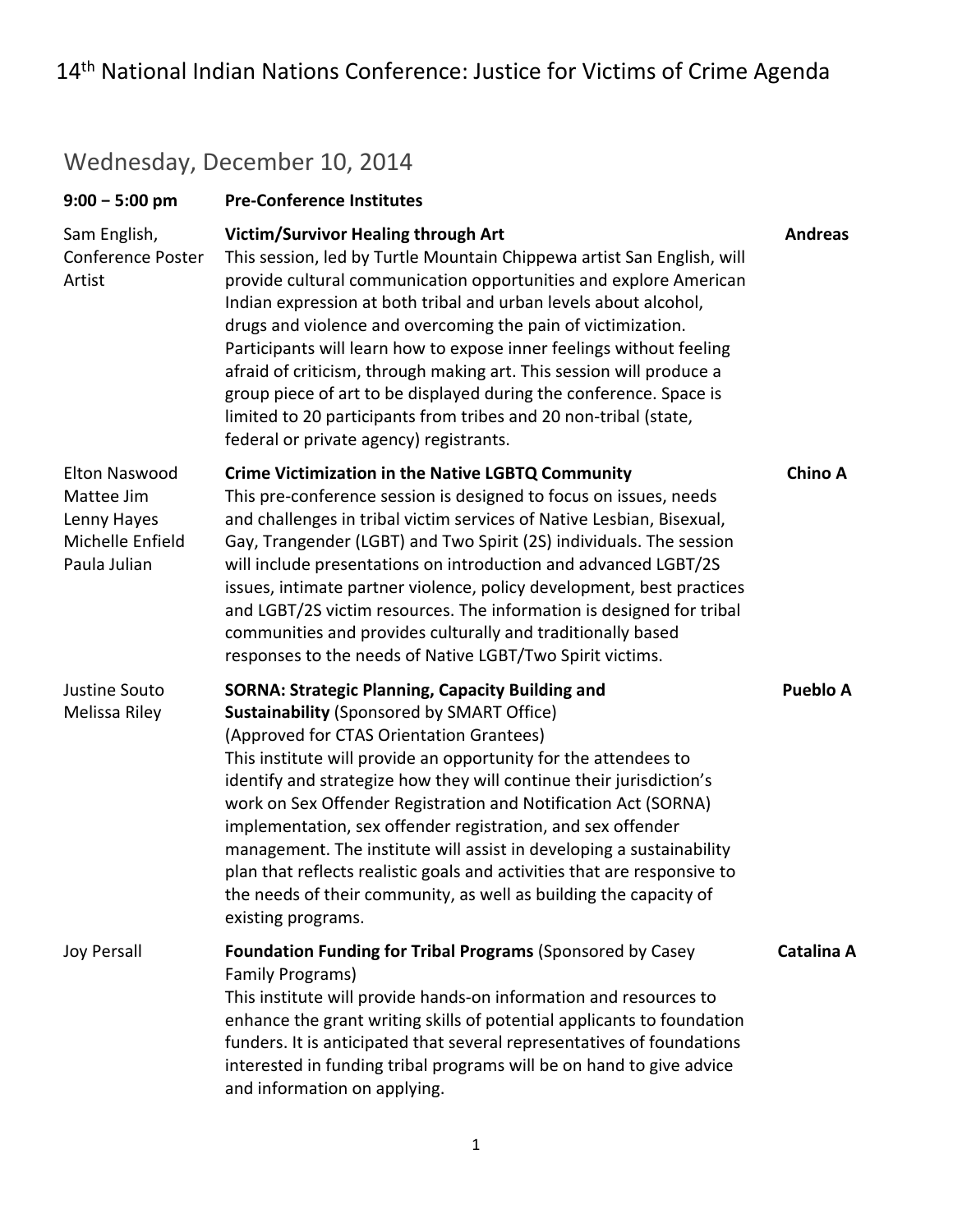# 14th National Indian Nations Conference: Justice for Victims of Crime Agenda

## Wednesday, December 10, 2014

| **9:00 – 5:00 pm** | **Pre-Conference Institutes** | |
|---|---|---|
| Sam English, Conference Poster Artist | **Victim/Survivor Healing through Art** This session, led by Turtle Mountain Chippewa artist San English, will provide cultural communication opportunities and explore American Indian expression at both tribal and urban levels about alcohol, drugs and violence and overcoming the pain of victimization. Participants will learn how to expose inner feelings without feeling afraid of criticism, through making art. This session will produce a group piece of art to be displayed during the conference. Space is limited to 20 participants from tribes and 20 non-tribal (state, federal or private agency) registrants. | **Andreas** |
| Elton Naswood Mattee Jim Lenny Hayes Michelle Enfield Paula Julian | **Crime Victimization in the Native LGBTQ Community** This pre-conference session is designed to focus on issues, needs and challenges in tribal victim services of Native Lesbian, Bisexual, Gay, Trangender (LGBT) and Two Spirit (2S) individuals. The session will include presentations on introduction and advanced LGBT/2S issues, intimate partner violence, policy development, best practices and LGBT/2S victim resources. The information is designed for tribal communities and provides culturally and traditionally based responses to the needs of Native LGBT/Two Spirit victims. | **Chino A** |
| Justine Souto Melissa Riley | **SORNA: Strategic Planning, Capacity Building and Sustainability** (Sponsored by SMART Office) (Approved for CTAS Orientation Grantees) This institute will provide an opportunity for the attendees to identify and strategize how they will continue their jurisdiction's work on Sex Offender Registration and Notification Act (SORNA) implementation, sex offender registration, and sex offender management. The institute will assist in developing a sustainability plan that reflects realistic goals and activities that are responsive to the needs of their community, as well as building the capacity of existing programs. | **Pueblo A** |
| Joy Persall | **Foundation Funding for Tribal Programs** (Sponsored by Casey Family Programs) This institute will provide hands-on information and resources to enhance the grant writing skills of potential applicants to foundation funders. It is anticipated that several representatives of foundations interested in funding tribal programs will be on hand to give advice and information on applying. | **Catalina A** |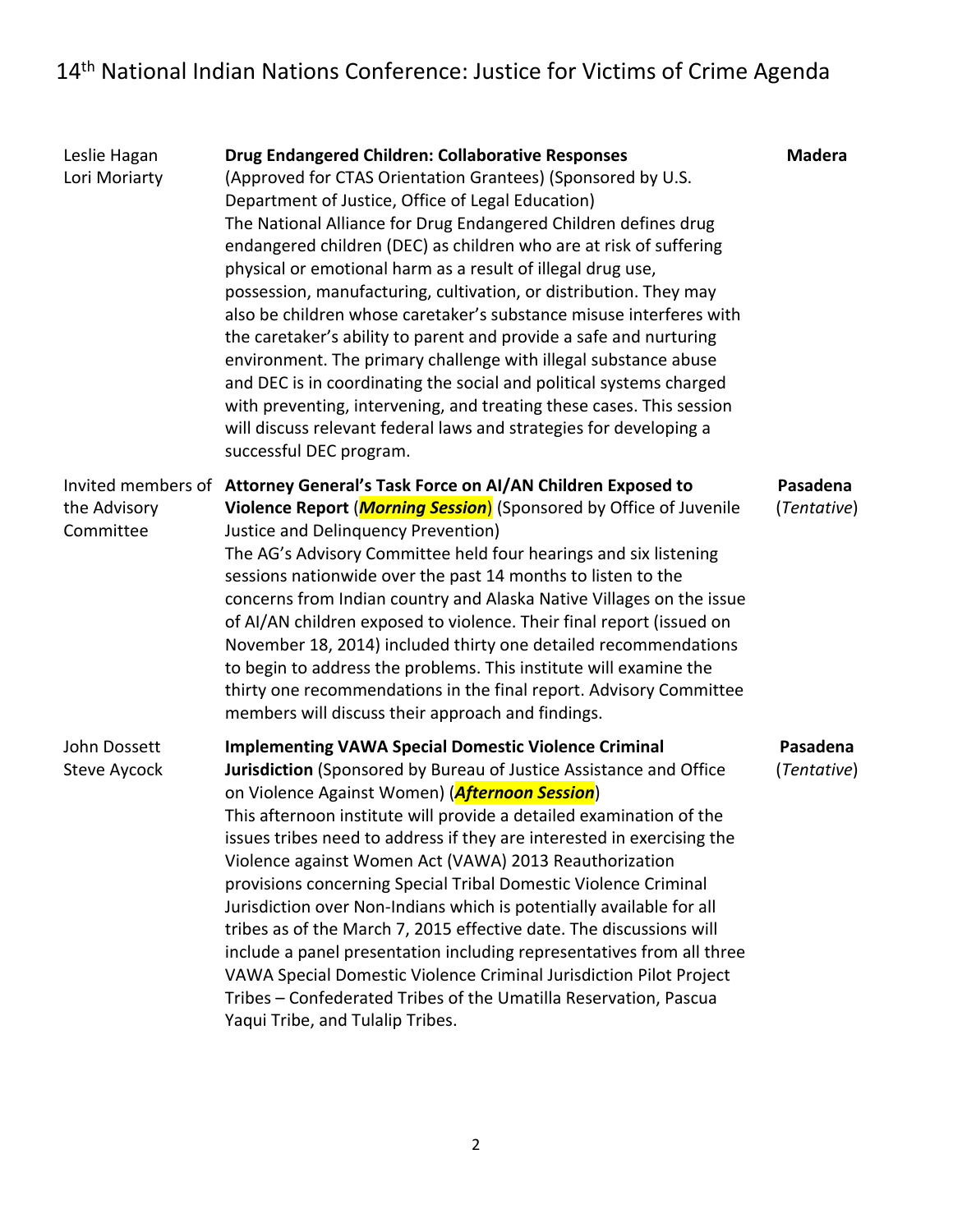| Presenters | Session | Room |
| --- | --- | --- |
| Leslie Hagan<br>Lori Moriarty | **Drug Endangered Children: Collaborative Responses** (Approved for CTAS Orientation Grantees) (Sponsored by U.S. Department of Justice, Office of Legal Education)<br>The National Alliance for Drug Endangered Children defines drug endangered children (DEC) as children who are at risk of suffering physical or emotional harm as a result of illegal drug use, possession, manufacturing, cultivation, or distribution. They may also be children whose caretaker's substance misuse interferes with the caretaker's ability to parent and provide a safe and nurturing environment. The primary challenge with illegal substance abuse and DEC is in coordinating the social and political systems charged with preventing, intervening, and treating these cases. This session will discuss relevant federal laws and strategies for developing a successful DEC program. | **Madera** |
| Invited members of the Advisory Committee | **Attorney General's Task Force on AI/AN Children Exposed to Violence Report** (***Morning Session***) (Sponsored by Office of Juvenile Justice and Delinquency Prevention)<br>The AG's Advisory Committee held four hearings and six listening sessions nationwide over the past 14 months to listen to the concerns from Indian country and Alaska Native Villages on the issue of AI/AN children exposed to violence. Their final report (issued on November 18, 2014) included thirty one detailed recommendations to begin to address the problems. This institute will examine the thirty one recommendations in the final report. Advisory Committee members will discuss their approach and findings. | **Pasadena** (*Tentative*) |
| John Dossett<br>Steve Aycock | **Implementing VAWA Special Domestic Violence Criminal Jurisdiction** (Sponsored by Bureau of Justice Assistance and Office on Violence Against Women) (***Afternoon Session***)<br>This afternoon institute will provide a detailed examination of the issues tribes need to address if they are interested in exercising the Violence against Women Act (VAWA) 2013 Reauthorization provisions concerning Special Tribal Domestic Violence Criminal Jurisdiction over Non-Indians which is potentially available for all tribes as of the March 7, 2015 effective date. The discussions will include a panel presentation including representatives from all three VAWA Special Domestic Violence Criminal Jurisdiction Pilot Project Tribes – Confederated Tribes of the Umatilla Reservation, Pascua Yaqui Tribe, and Tulalip Tribes. | **Pasadena** (*Tentative*) |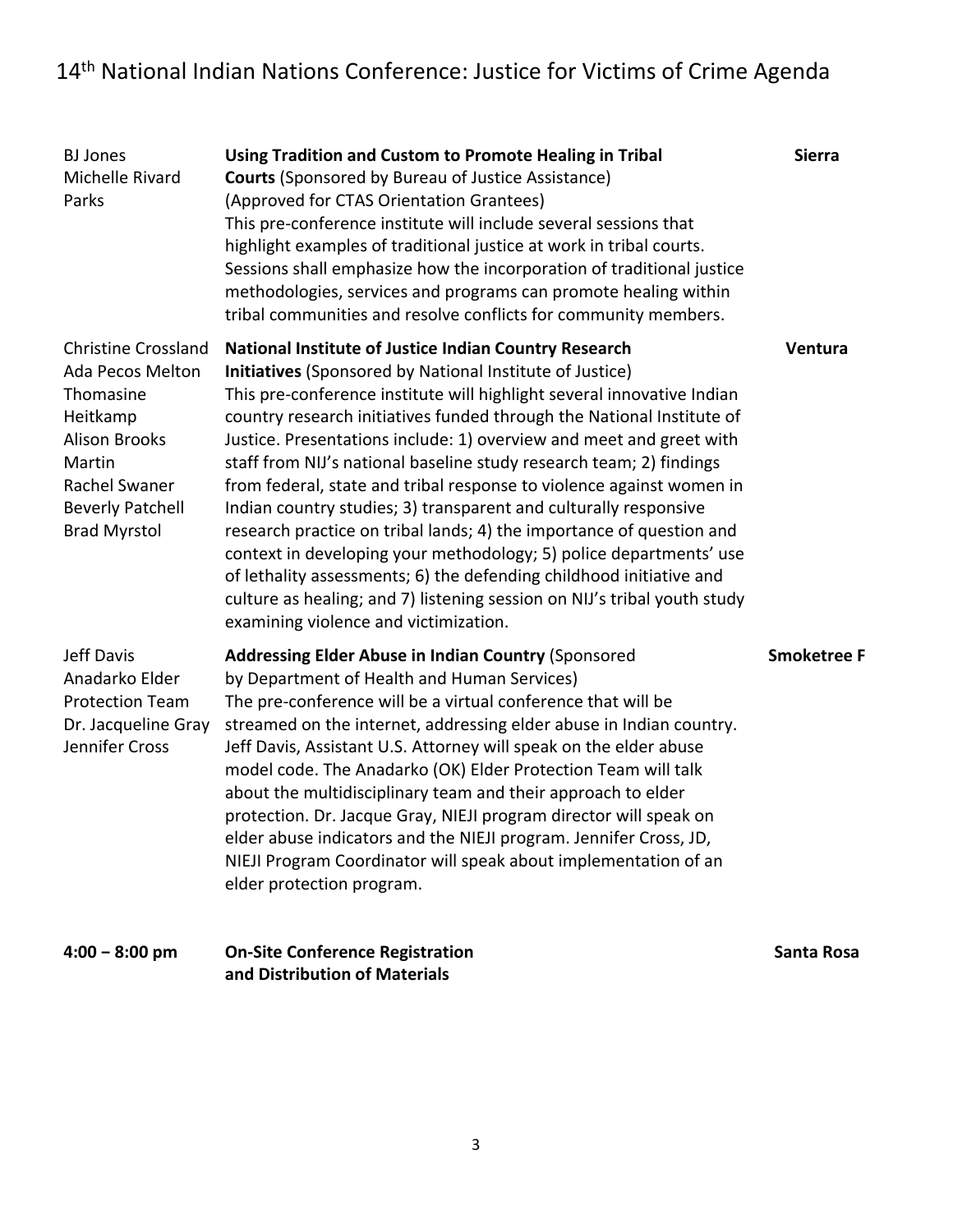| | | |
|---|---|---|
| BJ Jones<br>Michelle Rivard Parks | **Using Tradition and Custom to Promote Healing in Tribal Courts** (Sponsored by Bureau of Justice Assistance)<br>(Approved for CTAS Orientation Grantees)<br>This pre-conference institute will include several sessions that highlight examples of traditional justice at work in tribal courts. Sessions shall emphasize how the incorporation of traditional justice methodologies, services and programs can promote healing within tribal communities and resolve conflicts for community members. | **Sierra** |
| Christine Crossland<br>Ada Pecos Melton<br>Thomasine Heitkamp<br>Alison Brooks Martin<br>Rachel Swaner<br>Beverly Patchell<br>Brad Myrstol | **National Institute of Justice Indian Country Research Initiatives** (Sponsored by National Institute of Justice)<br>This pre-conference institute will highlight several innovative Indian country research initiatives funded through the National Institute of Justice. Presentations include: 1) overview and meet and greet with staff from NIJ's national baseline study research team; 2) findings from federal, state and tribal response to violence against women in Indian country studies; 3) transparent and culturally responsive research practice on tribal lands; 4) the importance of question and context in developing your methodology; 5) police departments' use of lethality assessments; 6) the defending childhood initiative and culture as healing; and 7) listening session on NIJ's tribal youth study examining violence and victimization. | **Ventura** |
| Jeff Davis<br>Anadarko Elder Protection Team<br>Dr. Jacqueline Gray<br>Jennifer Cross | **Addressing Elder Abuse in Indian Country** (Sponsored by Department of Health and Human Services)<br>The pre-conference will be a virtual conference that will be streamed on the internet, addressing elder abuse in Indian country. Jeff Davis, Assistant U.S. Attorney will speak on the elder abuse model code. The Anadarko (OK) Elder Protection Team will talk about the multidisciplinary team and their approach to elder protection. Dr. Jacque Gray, NIEJI program director will speak on elder abuse indicators and the NIEJI program. Jennifer Cross, JD, NIEJI Program Coordinator will speak about implementation of an elder protection program. | **Smoketree F** |
| **4:00 – 8:00 pm** | **On-Site Conference Registration and Distribution of Materials** | **Santa Rosa** |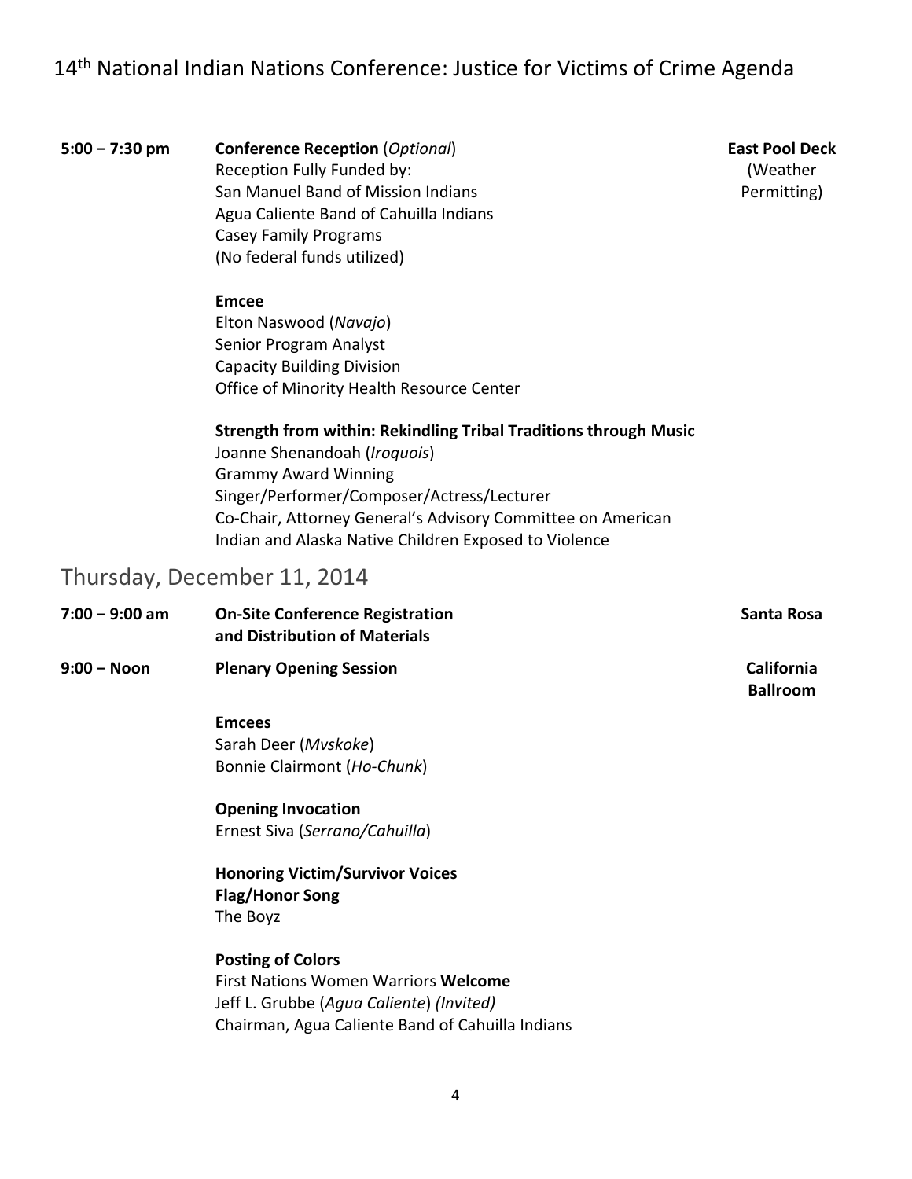**5:00 – 7:30 pm** **Conference Reception** (*Optional*) — **East Pool Deck** (Weather Permitting)

Reception Fully Funded by:
San Manuel Band of Mission Indians
Agua Caliente Band of Cahuilla Indians
Casey Family Programs
(No federal funds utilized)

**Emcee**
Elton Naswood (*Navajo*)
Senior Program Analyst
Capacity Building Division
Office of Minority Health Resource Center

**Strength from within: Rekindling Tribal Traditions through Music**
Joanne Shenandoah (*Iroquois*)
Grammy Award Winning
Singer/Performer/Composer/Actress/Lecturer
Co-Chair, Attorney General's Advisory Committee on American Indian and Alaska Native Children Exposed to Violence

## Thursday, December 11, 2014

**7:00 – 9:00 am** **On-Site Conference Registration and Distribution of Materials** — **Santa Rosa**

**9:00 – Noon** **Plenary Opening Session** — **California Ballroom**

**Emcees**
Sarah Deer (*Mvskoke*)
Bonnie Clairmont (*Ho-Chunk*)

**Opening Invocation**
Ernest Siva (*Serrano/Cahuilla*)

**Honoring Victim/Survivor Voices**
**Flag/Honor Song**
The Boyz

**Posting of Colors**
First Nations Women Warriors

**Welcome**
Jeff L. Grubbe (*Agua Caliente*) *(Invited)*
Chairman, Agua Caliente Band of Cahuilla Indians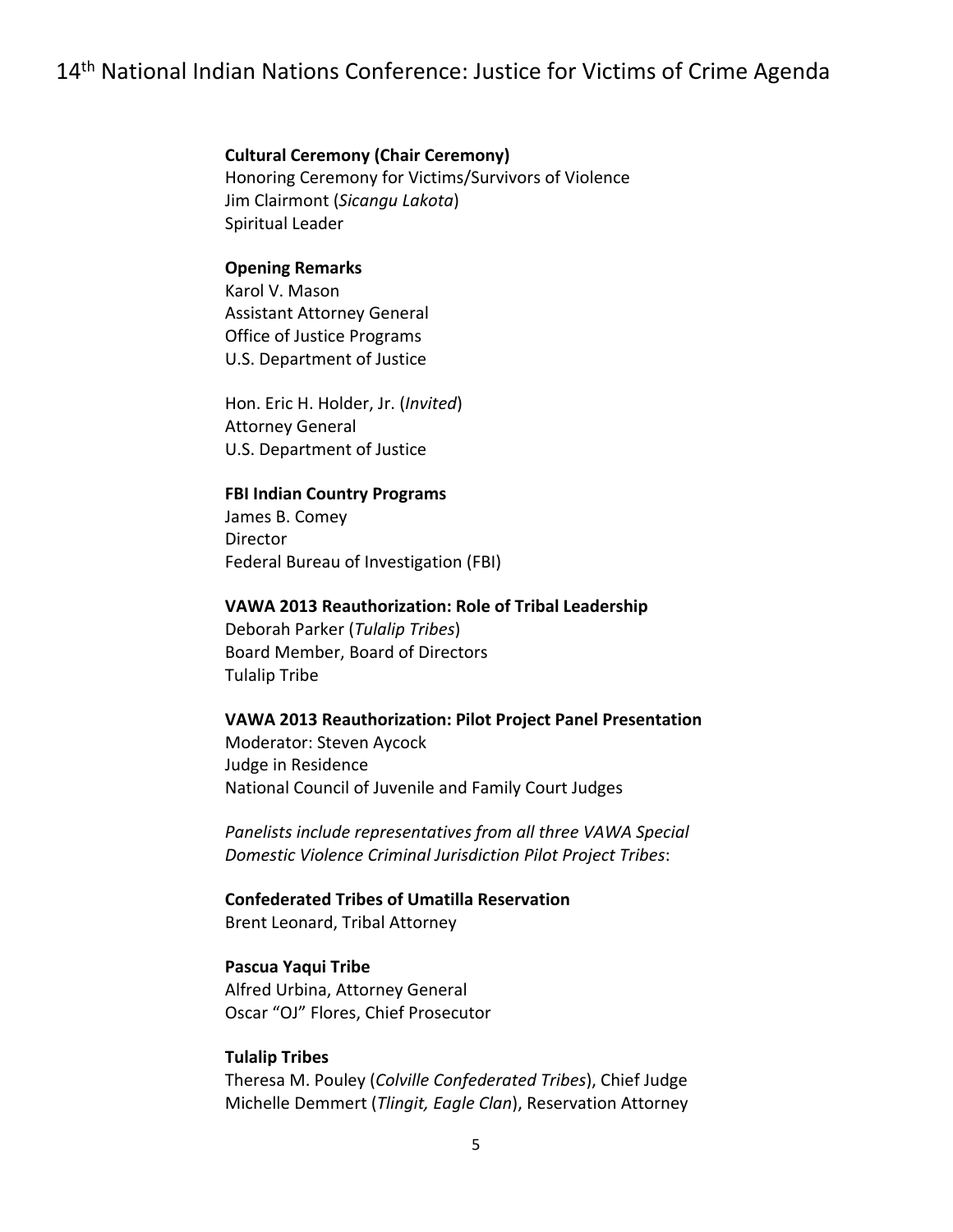**Cultural Ceremony (Chair Ceremony)**
Honoring Ceremony for Victims/Survivors of Violence
Jim Clairmont (*Sicangu Lakota*)
Spiritual Leader

**Opening Remarks**
Karol V. Mason
Assistant Attorney General
Office of Justice Programs
U.S. Department of Justice

Hon. Eric H. Holder, Jr. (*Invited*)
Attorney General
U.S. Department of Justice

**FBI Indian Country Programs**
James B. Comey
Director
Federal Bureau of Investigation (FBI)

**VAWA 2013 Reauthorization: Role of Tribal Leadership**
Deborah Parker (*Tulalip Tribes*)
Board Member, Board of Directors
Tulalip Tribe

**VAWA 2013 Reauthorization: Pilot Project Panel Presentation**
Moderator: Steven Aycock
Judge in Residence
National Council of Juvenile and Family Court Judges

*Panelists include representatives from all three VAWA Special Domestic Violence Criminal Jurisdiction Pilot Project Tribes*:

**Confederated Tribes of Umatilla Reservation**
Brent Leonard, Tribal Attorney

**Pascua Yaqui Tribe**
Alfred Urbina, Attorney General
Oscar "OJ" Flores, Chief Prosecutor

**Tulalip Tribes**
Theresa M. Pouley (*Colville Confederated Tribes*), Chief Judge
Michelle Demmert (*Tlingit, Eagle Clan*), Reservation Attorney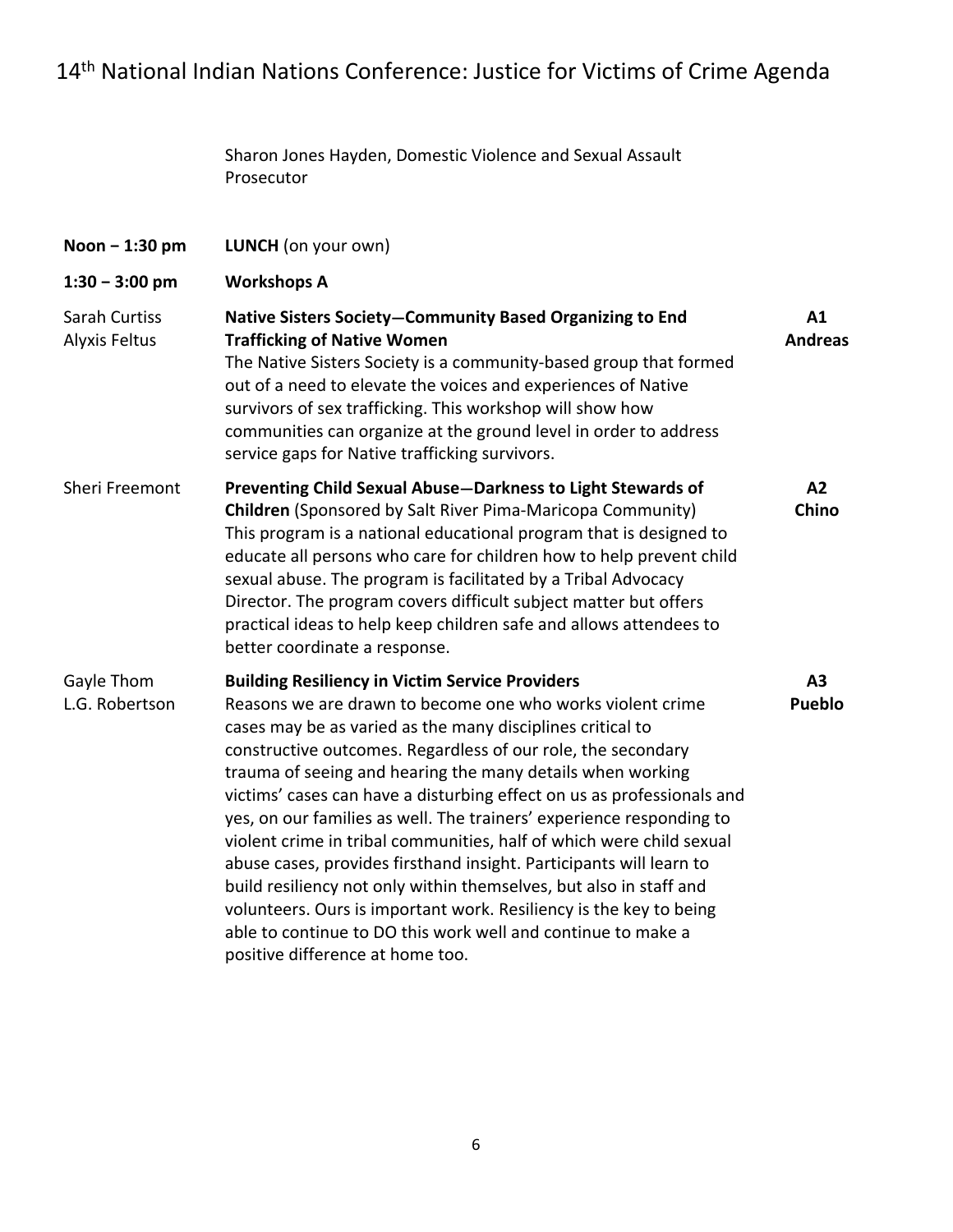Sharon Jones Hayden, Domestic Violence and Sexual Assault Prosecutor

**Noon – 1:30 pm** **LUNCH** (on your own)

**1:30 – 3:00 pm** **Workshops A**

Sarah Curtiss
Alyxis Feltus

**Native Sisters Society—Community Based Organizing to End Trafficking of Native Women**

**A1 Andreas**

The Native Sisters Society is a community-based group that formed out of a need to elevate the voices and experiences of Native survivors of sex trafficking. This workshop will show how communities can organize at the ground level in order to address service gaps for Native trafficking survivors.

Sheri Freemont

**Preventing Child Sexual Abuse—Darkness to Light Stewards of Children** (Sponsored by Salt River Pima-Maricopa Community)

**A2 Chino**

This program is a national educational program that is designed to educate all persons who care for children how to help prevent child sexual abuse. The program is facilitated by a Tribal Advocacy Director. The program covers difficult subject matter but offers practical ideas to help keep children safe and allows attendees to better coordinate a response.

Gayle Thom
L.G. Robertson

**Building Resiliency in Victim Service Providers**

**A3 Pueblo**

Reasons we are drawn to become one who works violent crime cases may be as varied as the many disciplines critical to constructive outcomes. Regardless of our role, the secondary trauma of seeing and hearing the many details when working victims' cases can have a disturbing effect on us as professionals and yes, on our families as well. The trainers' experience responding to violent crime in tribal communities, half of which were child sexual abuse cases, provides firsthand insight. Participants will learn to build resiliency not only within themselves, but also in staff and volunteers. Ours is important work. Resiliency is the key to being able to continue to DO this work well and continue to make a positive difference at home too.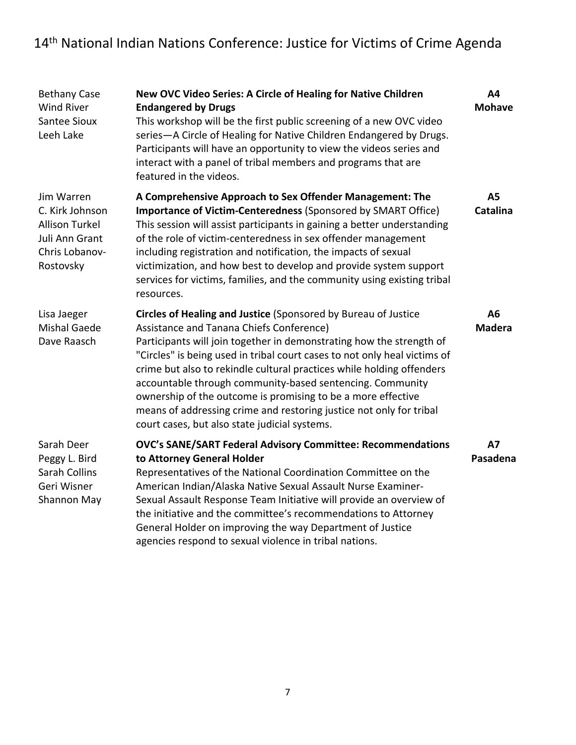| Presenters | Session | Room |
| --- | --- | --- |
| Bethany Case<br>Wind River<br>Santee Sioux<br>Leeh Lake | **New OVC Video Series: A Circle of Healing for Native Children Endangered by Drugs**<br>This workshop will be the first public screening of a new OVC video series—A Circle of Healing for Native Children Endangered by Drugs. Participants will have an opportunity to view the videos series and interact with a panel of tribal members and programs that are featured in the videos. | **A4**<br>**Mohave** |
| Jim Warren<br>C. Kirk Johnson<br>Allison Turkel<br>Juli Ann Grant<br>Chris Lobanov-Rostovsky | **A Comprehensive Approach to Sex Offender Management: The Importance of Victim-Centeredness** (Sponsored by SMART Office)<br>This session will assist participants in gaining a better understanding of the role of victim-centeredness in sex offender management including registration and notification, the impacts of sexual victimization, and how best to develop and provide system support services for victims, families, and the community using existing tribal resources. | **A5**<br>**Catalina** |
| Lisa Jaeger<br>Mishal Gaede<br>Dave Raasch | **Circles of Healing and Justice** (Sponsored by Bureau of Justice Assistance and Tanana Chiefs Conference)<br>Participants will join together in demonstrating how the strength of "Circles" is being used in tribal court cases to not only heal victims of crime but also to rekindle cultural practices while holding offenders accountable through community-based sentencing. Community ownership of the outcome is promising to be a more effective means of addressing crime and restoring justice not only for tribal court cases, but also state judicial systems. | **A6**<br>**Madera** |
| Sarah Deer<br>Peggy L. Bird<br>Sarah Collins<br>Geri Wisner<br>Shannon May | **OVC's SANE/SART Federal Advisory Committee: Recommendations to Attorney General Holder**<br>Representatives of the National Coordination Committee on the American Indian/Alaska Native Sexual Assault Nurse Examiner-Sexual Assault Response Team Initiative will provide an overview of the initiative and the committee's recommendations to Attorney General Holder on improving the way Department of Justice agencies respond to sexual violence in tribal nations. | **A7**<br>**Pasadena** |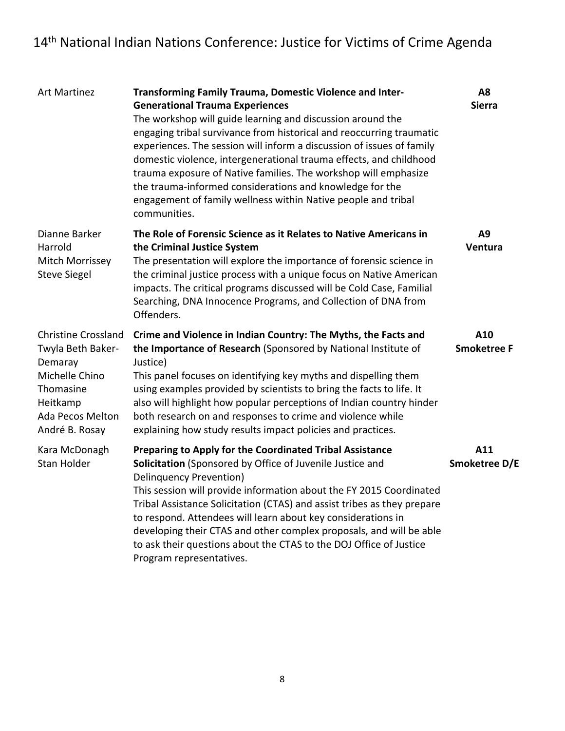| Presenters | Session | Room |
|---|---|---|
| Art Martinez | **Transforming Family Trauma, Domestic Violence and Inter-Generational Trauma Experiences**<br>The workshop will guide learning and discussion around the engaging tribal survivance from historical and reoccurring traumatic experiences. The session will inform a discussion of issues of family domestic violence, intergenerational trauma effects, and childhood trauma exposure of Native families. The workshop will emphasize the trauma-informed considerations and knowledge for the engagement of family wellness within Native people and tribal communities. | **A8**<br>**Sierra** |
| Dianne Barker Harrold<br>Mitch Morrissey<br>Steve Siegel | **The Role of Forensic Science as it Relates to Native Americans in the Criminal Justice System**<br>The presentation will explore the importance of forensic science in the criminal justice process with a unique focus on Native American impacts. The critical programs discussed will be Cold Case, Familial Searching, DNA Innocence Programs, and Collection of DNA from Offenders. | **A9**<br>**Ventura** |
| Christine Crossland<br>Twyla Beth Baker-Demaray<br>Michelle Chino<br>Thomasine Heitkamp<br>Ada Pecos Melton<br>André B. Rosay | **Crime and Violence in Indian Country: The Myths, the Facts and the Importance of Research** (Sponsored by National Institute of Justice)<br>This panel focuses on identifying key myths and dispelling them using examples provided by scientists to bring the facts to life. It also will highlight how popular perceptions of Indian country hinder both research on and responses to crime and violence while explaining how study results impact policies and practices. | **A10**<br>**Smoketree F** |
| Kara McDonagh<br>Stan Holder | **Preparing to Apply for the Coordinated Tribal Assistance Solicitation** (Sponsored by Office of Juvenile Justice and Delinquency Prevention)<br>This session will provide information about the FY 2015 Coordinated Tribal Assistance Solicitation (CTAS) and assist tribes as they prepare to respond. Attendees will learn about key considerations in developing their CTAS and other complex proposals, and will be able to ask their questions about the CTAS to the DOJ Office of Justice Program representatives. | **A11**<br>**Smoketree D/E** |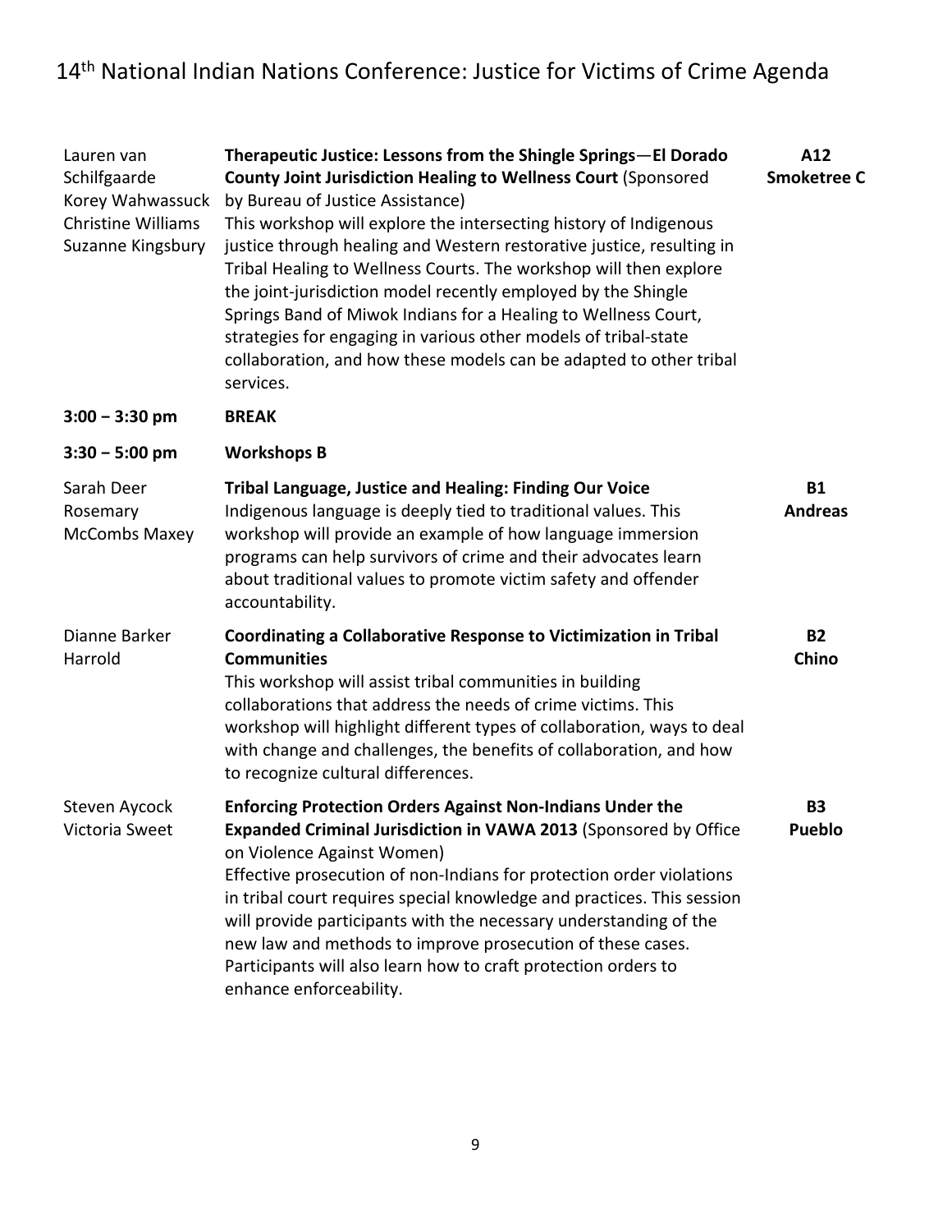| | | |
|---|---|---|
| Lauren van Schilfgaarde<br>Korey Wahwassuck<br>Christine Williams<br>Suzanne Kingsbury | **Therapeutic Justice: Lessons from the Shingle Springs—El Dorado County Joint Jurisdiction Healing to Wellness Court** (Sponsored by Bureau of Justice Assistance)<br>This workshop will explore the intersecting history of Indigenous justice through healing and Western restorative justice, resulting in Tribal Healing to Wellness Courts. The workshop will then explore the joint-jurisdiction model recently employed by the Shingle Springs Band of Miwok Indians for a Healing to Wellness Court, strategies for engaging in various other models of tribal-state collaboration, and how these models can be adapted to other tribal services. | **A12**<br>**Smoketree C** |
| **3:00 – 3:30 pm** | **BREAK** | |
| **3:30 – 5:00 pm** | **Workshops B** | |
| Sarah Deer<br>Rosemary McCombs Maxey | **Tribal Language, Justice and Healing: Finding Our Voice**<br>Indigenous language is deeply tied to traditional values. This workshop will provide an example of how language immersion programs can help survivors of crime and their advocates learn about traditional values to promote victim safety and offender accountability. | **B1**<br>**Andreas** |
| Dianne Barker Harrold | **Coordinating a Collaborative Response to Victimization in Tribal Communities**<br>This workshop will assist tribal communities in building collaborations that address the needs of crime victims. This workshop will highlight different types of collaboration, ways to deal with change and challenges, the benefits of collaboration, and how to recognize cultural differences. | **B2**<br>**Chino** |
| Steven Aycock<br>Victoria Sweet | **Enforcing Protection Orders Against Non-Indians Under the Expanded Criminal Jurisdiction in VAWA 2013** (Sponsored by Office on Violence Against Women)<br>Effective prosecution of non-Indians for protection order violations in tribal court requires special knowledge and practices. This session will provide participants with the necessary understanding of the new law and methods to improve prosecution of these cases. Participants will also learn how to craft protection orders to enhance enforceability. | **B3**<br>**Pueblo** |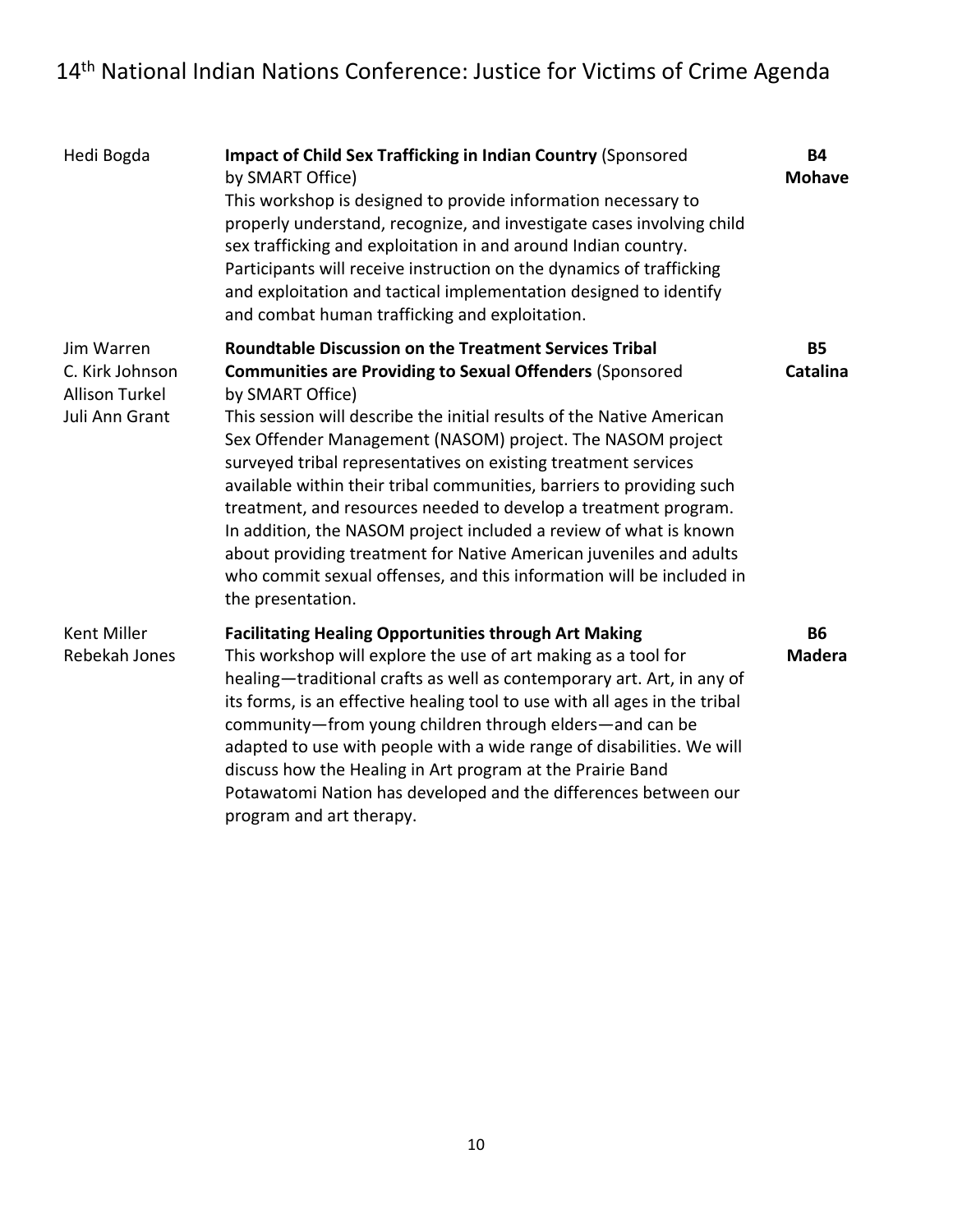| Presenter(s) | Session | Room |
|---|---|---|
| Hedi Bogda | **Impact of Child Sex Trafficking in Indian Country** (Sponsored by SMART Office)<br>This workshop is designed to provide information necessary to properly understand, recognize, and investigate cases involving child sex trafficking and exploitation in and around Indian country. Participants will receive instruction on the dynamics of trafficking and exploitation and tactical implementation designed to identify and combat human trafficking and exploitation. | **B4 Mohave** |
| Jim Warren<br>C. Kirk Johnson<br>Allison Turkel<br>Juli Ann Grant | **Roundtable Discussion on the Treatment Services Tribal Communities are Providing to Sexual Offenders** (Sponsored by SMART Office)<br>This session will describe the initial results of the Native American Sex Offender Management (NASOM) project. The NASOM project surveyed tribal representatives on existing treatment services available within their tribal communities, barriers to providing such treatment, and resources needed to develop a treatment program. In addition, the NASOM project included a review of what is known about providing treatment for Native American juveniles and adults who commit sexual offenses, and this information will be included in the presentation. | **B5 Catalina** |
| Kent Miller<br>Rebekah Jones | **Facilitating Healing Opportunities through Art Making**<br>This workshop will explore the use of art making as a tool for healing—traditional crafts as well as contemporary art. Art, in any of its forms, is an effective healing tool to use with all ages in the tribal community—from young children through elders—and can be adapted to use with people with a wide range of disabilities. We will discuss how the Healing in Art program at the Prairie Band Potawatomi Nation has developed and the differences between our program and art therapy. | **B6 Madera** |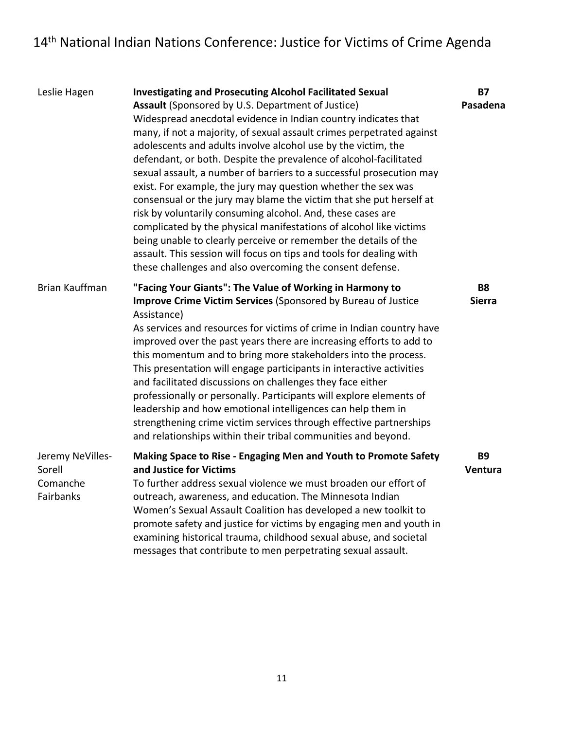| | | |
|---|---|---|
| Leslie Hagen | **Investigating and Prosecuting Alcohol Facilitated Sexual Assault** (Sponsored by U.S. Department of Justice)<br>Widespread anecdotal evidence in Indian country indicates that many, if not a majority, of sexual assault crimes perpetrated against adolescents and adults involve alcohol use by the victim, the defendant, or both. Despite the prevalence of alcohol-facilitated sexual assault, a number of barriers to a successful prosecution may exist. For example, the jury may question whether the sex was consensual or the jury may blame the victim that she put herself at risk by voluntarily consuming alcohol. And, these cases are complicated by the physical manifestations of alcohol like victims being unable to clearly perceive or remember the details of the assault. This session will focus on tips and tools for dealing with these challenges and also overcoming the consent defense. | **B7**<br>**Pasadena** |
| Brian Kauffman | **"Facing Your Giants": The Value of Working in Harmony to Improve Crime Victim Services** (Sponsored by Bureau of Justice Assistance)<br>As services and resources for victims of crime in Indian country have improved over the past years there are increasing efforts to add to this momentum and to bring more stakeholders into the process. This presentation will engage participants in interactive activities and facilitated discussions on challenges they face either professionally or personally. Participants will explore elements of leadership and how emotional intelligences can help them in strengthening crime victim services through effective partnerships and relationships within their tribal communities and beyond. | **B8**<br>**Sierra** |
| Jeremy NeVilles-Sorell<br>Comanche<br>Fairbanks | **Making Space to Rise - Engaging Men and Youth to Promote Safety and Justice for Victims**<br>To further address sexual violence we must broaden our effort of outreach, awareness, and education. The Minnesota Indian Women's Sexual Assault Coalition has developed a new toolkit to promote safety and justice for victims by engaging men and youth in examining historical trauma, childhood sexual abuse, and societal messages that contribute to men perpetrating sexual assault. | **B9**<br>**Ventura** |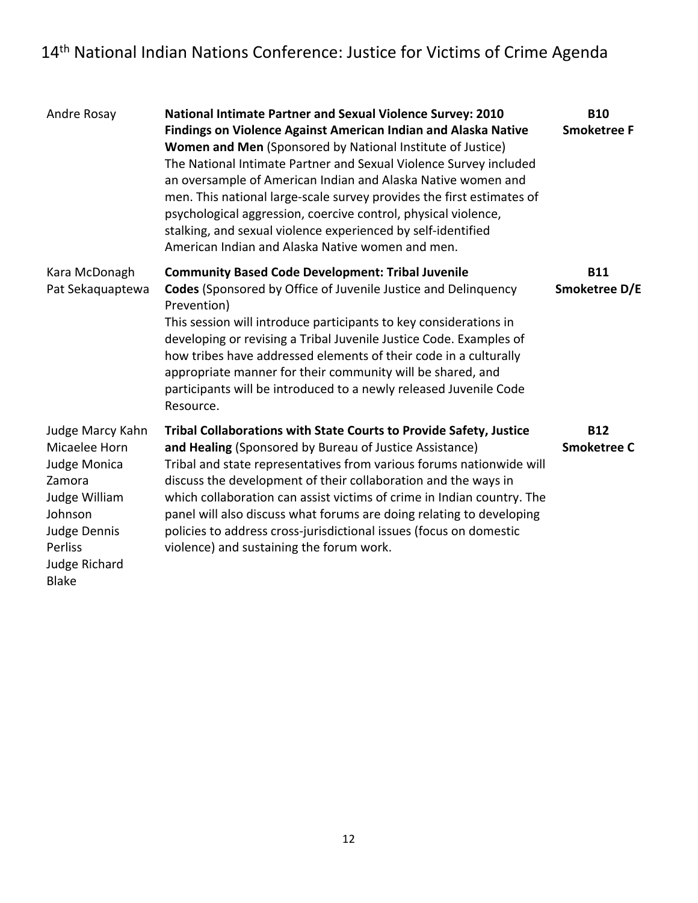| Presenter(s) | Session | Room |
|---|---|---|
| Andre Rosay | **National Intimate Partner and Sexual Violence Survey: 2010 Findings on Violence Against American Indian and Alaska Native Women and Men** (Sponsored by National Institute of Justice)<br>The National Intimate Partner and Sexual Violence Survey included an oversample of American Indian and Alaska Native women and men. This national large-scale survey provides the first estimates of psychological aggression, coercive control, physical violence, stalking, and sexual violence experienced by self-identified American Indian and Alaska Native women and men. | **B10**<br>**Smoketree F** |
| Kara McDonagh<br>Pat Sekaquaptewa | **Community Based Code Development: Tribal Juvenile Codes** (Sponsored by Office of Juvenile Justice and Delinquency Prevention)<br>This session will introduce participants to key considerations in developing or revising a Tribal Juvenile Justice Code. Examples of how tribes have addressed elements of their code in a culturally appropriate manner for their community will be shared, and participants will be introduced to a newly released Juvenile Code Resource. | **B11**<br>**Smoketree D/E** |
| Judge Marcy Kahn<br>Micaelee Horn<br>Judge Monica Zamora<br>Judge William Johnson<br>Judge Dennis Perliss<br>Judge Richard Blake | **Tribal Collaborations with State Courts to Provide Safety, Justice and Healing** (Sponsored by Bureau of Justice Assistance)<br>Tribal and state representatives from various forums nationwide will discuss the development of their collaboration and the ways in which collaboration can assist victims of crime in Indian country. The panel will also discuss what forums are doing relating to developing policies to address cross-jurisdictional issues (focus on domestic violence) and sustaining the forum work. | **B12**<br>**Smoketree C** |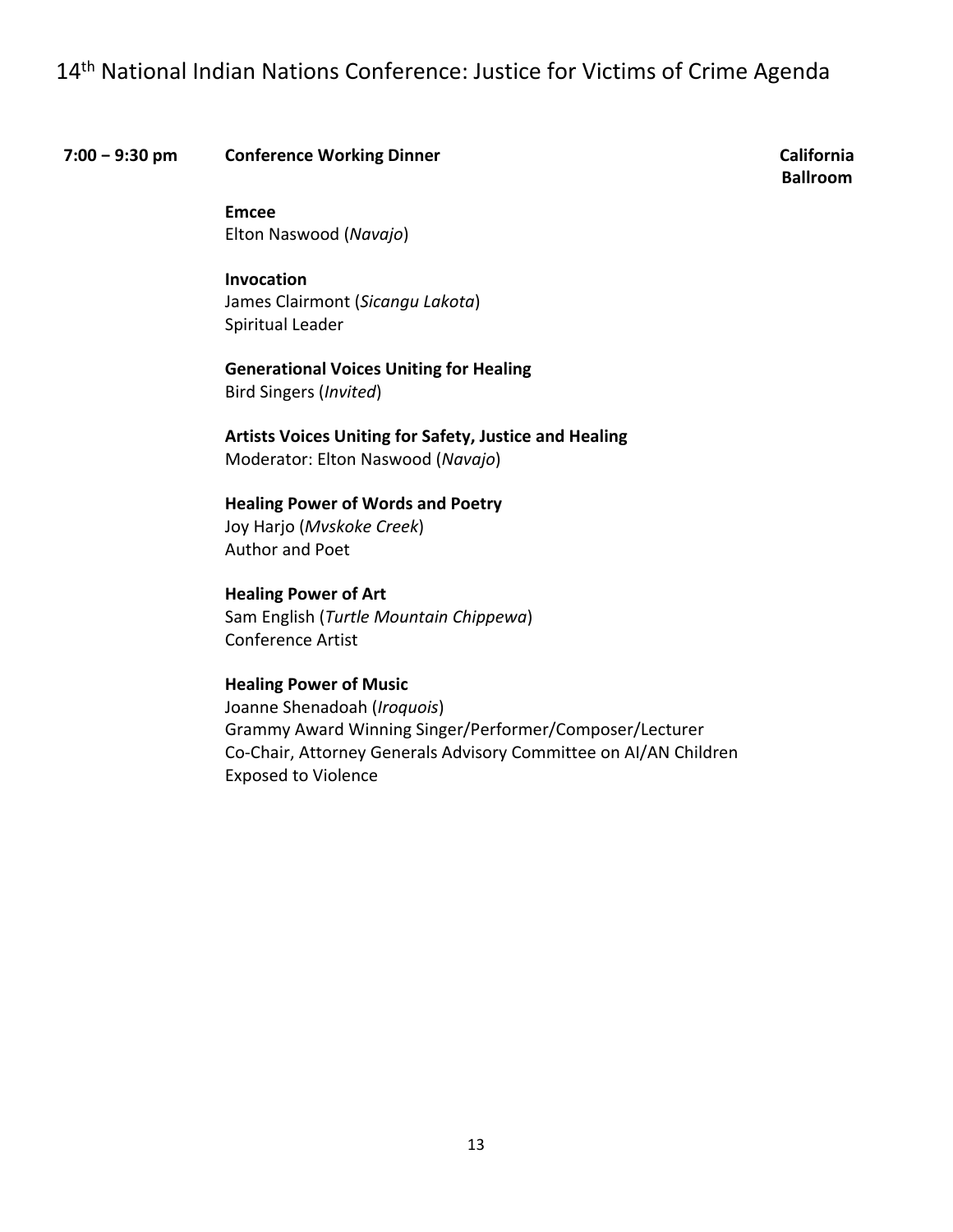**7:00 – 9:30 pm** **Conference Working Dinner** **California Ballroom**

**Emcee**
Elton Naswood (*Navajo*)

**Invocation**
James Clairmont (*Sicangu Lakota*)
Spiritual Leader

**Generational Voices Uniting for Healing**
Bird Singers (*Invited*)

**Artists Voices Uniting for Safety, Justice and Healing**
Moderator: Elton Naswood (*Navajo*)

**Healing Power of Words and Poetry**
Joy Harjo (*Mvskoke Creek*)
Author and Poet

**Healing Power of Art**
Sam English (*Turtle Mountain Chippewa*)
Conference Artist

**Healing Power of Music**
Joanne Shenadoah (*Iroquois*)
Grammy Award Winning Singer/Performer/Composer/Lecturer
Co-Chair, Attorney Generals Advisory Committee on AI/AN Children Exposed to Violence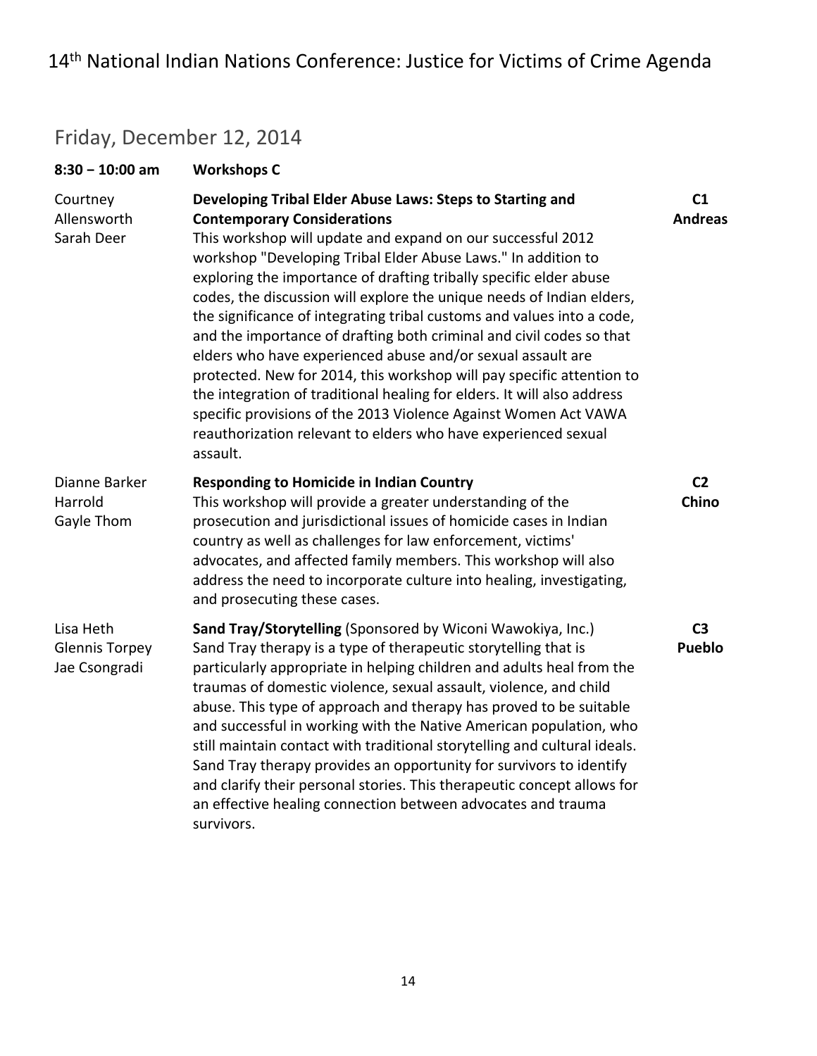## Friday, December 12, 2014

**8:30 – 10:00 am** **Workshops C**

| Presenters | Workshop | Room |
|---|---|---|
| Courtney Allensworth<br>Sarah Deer | **Developing Tribal Elder Abuse Laws: Steps to Starting and Contemporary Considerations**<br>This workshop will update and expand on our successful 2012 workshop "Developing Tribal Elder Abuse Laws." In addition to exploring the importance of drafting tribally specific elder abuse codes, the discussion will explore the unique needs of Indian elders, the significance of integrating tribal customs and values into a code, and the importance of drafting both criminal and civil codes so that elders who have experienced abuse and/or sexual assault are protected. New for 2014, this workshop will pay specific attention to the integration of traditional healing for elders. It will also address specific provisions of the 2013 Violence Against Women Act VAWA reauthorization relevant to elders who have experienced sexual assault. | **C1**<br>**Andreas** |
| Dianne Barker Harrold<br>Gayle Thom | **Responding to Homicide in Indian Country**<br>This workshop will provide a greater understanding of the prosecution and jurisdictional issues of homicide cases in Indian country as well as challenges for law enforcement, victims' advocates, and affected family members. This workshop will also address the need to incorporate culture into healing, investigating, and prosecuting these cases. | **C2**<br>**Chino** |
| Lisa Heth<br>Glennis Torpey<br>Jae Csongradi | **Sand Tray/Storytelling** (Sponsored by Wiconi Wawokiya, Inc.)<br>Sand Tray therapy is a type of therapeutic storytelling that is particularly appropriate in helping children and adults heal from the traumas of domestic violence, sexual assault, violence, and child abuse. This type of approach and therapy has proved to be suitable and successful in working with the Native American population, who still maintain contact with traditional storytelling and cultural ideals. Sand Tray therapy provides an opportunity for survivors to identify and clarify their personal stories. This therapeutic concept allows for an effective healing connection between advocates and trauma survivors. | **C3**<br>**Pueblo** |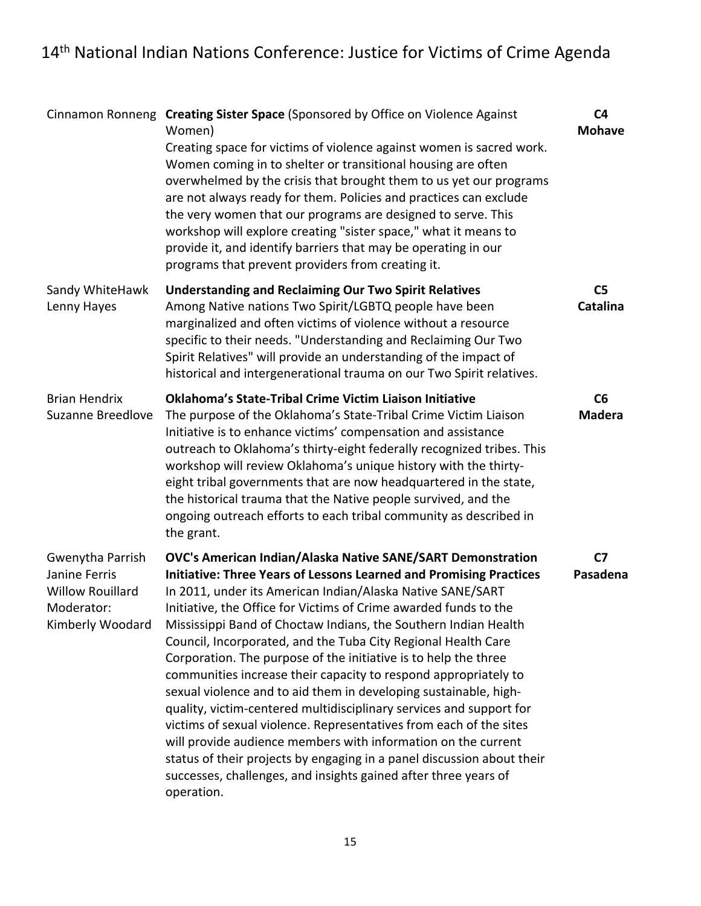| Presenter(s) | Session | Room |
|---|---|---|
| Cinnamon Ronneng | **Creating Sister Space** (Sponsored by Office on Violence Against Women)<br>Creating space for victims of violence against women is sacred work. Women coming in to shelter or transitional housing are often overwhelmed by the crisis that brought them to us yet our programs are not always ready for them. Policies and practices can exclude the very women that our programs are designed to serve. This workshop will explore creating "sister space," what it means to provide it, and identify barriers that may be operating in our programs that prevent providers from creating it. | **C4**<br>**Mohave** |
| Sandy WhiteHawk<br>Lenny Hayes | **Understanding and Reclaiming Our Two Spirit Relatives**<br>Among Native nations Two Spirit/LGBTQ people have been marginalized and often victims of violence without a resource specific to their needs. "Understanding and Reclaiming Our Two Spirit Relatives" will provide an understanding of the impact of historical and intergenerational trauma on our Two Spirit relatives. | **C5**<br>**Catalina** |
| Brian Hendrix<br>Suzanne Breedlove | **Oklahoma's State-Tribal Crime Victim Liaison Initiative**<br>The purpose of the Oklahoma's State-Tribal Crime Victim Liaison Initiative is to enhance victims' compensation and assistance outreach to Oklahoma's thirty-eight federally recognized tribes. This workshop will review Oklahoma's unique history with the thirty-eight tribal governments that are now headquartered in the state, the historical trauma that the Native people survived, and the ongoing outreach efforts to each tribal community as described in the grant. | **C6**<br>**Madera** |
| Gwenytha Parrish<br>Janine Ferris<br>Willow Rouillard<br>Moderator:<br>Kimberly Woodard | **OVC's American Indian/Alaska Native SANE/SART Demonstration Initiative: Three Years of Lessons Learned and Promising Practices**<br>In 2011, under its American Indian/Alaska Native SANE/SART Initiative, the Office for Victims of Crime awarded funds to the Mississippi Band of Choctaw Indians, the Southern Indian Health Council, Incorporated, and the Tuba City Regional Health Care Corporation. The purpose of the initiative is to help the three communities increase their capacity to respond appropriately to sexual violence and to aid them in developing sustainable, high-quality, victim-centered multidisciplinary services and support for victims of sexual violence. Representatives from each of the sites will provide audience members with information on the current status of their projects by engaging in a panel discussion about their successes, challenges, and insights gained after three years of operation. | **C7**<br>**Pasadena** |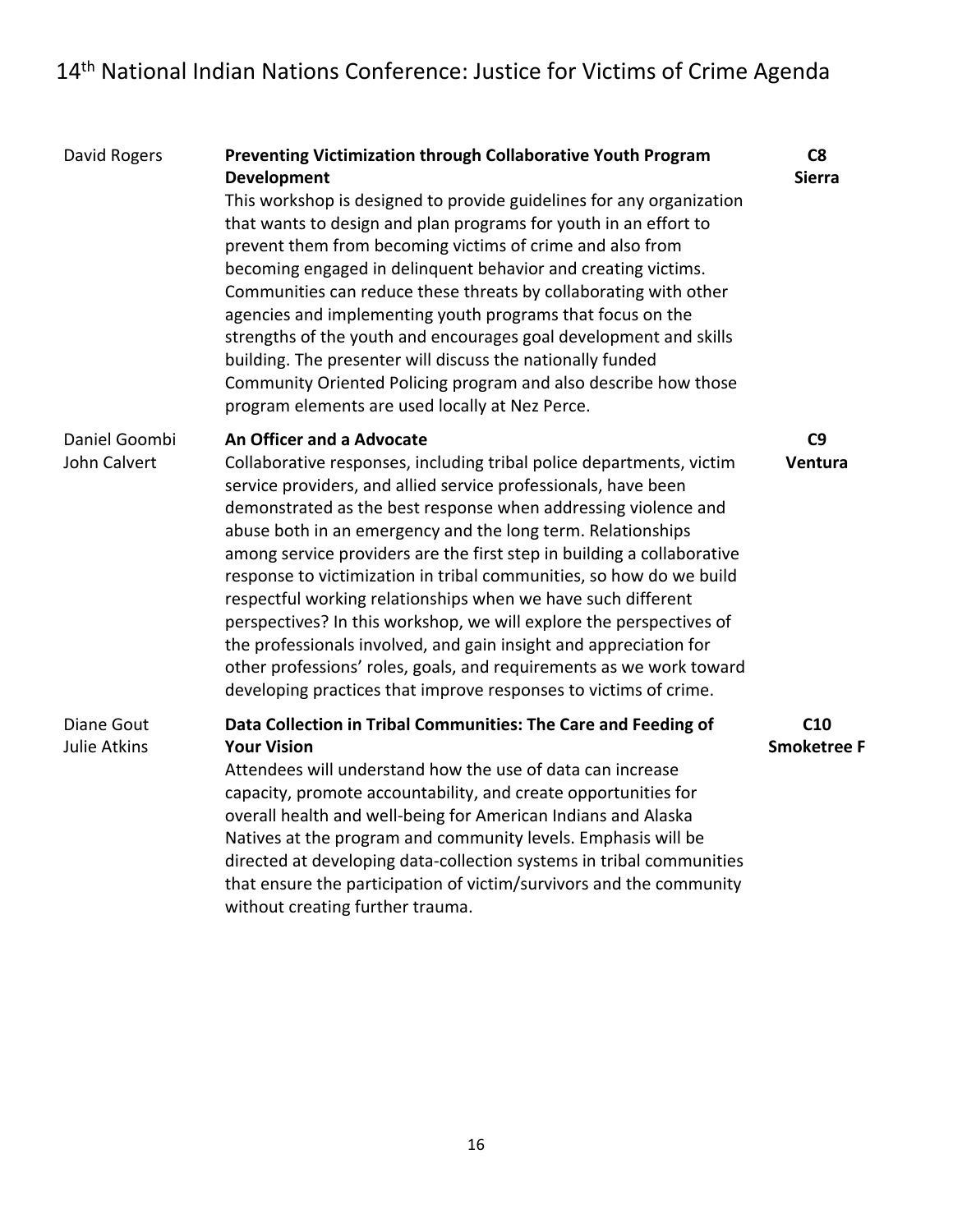David Rogers

**Preventing Victimization through Collaborative Youth Program Development**

**C8**
**Sierra**

This workshop is designed to provide guidelines for any organization that wants to design and plan programs for youth in an effort to prevent them from becoming victims of crime and also from becoming engaged in delinquent behavior and creating victims. Communities can reduce these threats by collaborating with other agencies and implementing youth programs that focus on the strengths of the youth and encourages goal development and skills building. The presenter will discuss the nationally funded Community Oriented Policing program and also describe how those program elements are used locally at Nez Perce.

Daniel Goombi
John Calvert

**An Officer and a Advocate**

**C9**
**Ventura**

Collaborative responses, including tribal police departments, victim service providers, and allied service professionals, have been demonstrated as the best response when addressing violence and abuse both in an emergency and the long term. Relationships among service providers are the first step in building a collaborative response to victimization in tribal communities, so how do we build respectful working relationships when we have such different perspectives? In this workshop, we will explore the perspectives of the professionals involved, and gain insight and appreciation for other professions' roles, goals, and requirements as we work toward developing practices that improve responses to victims of crime.

Diane Gout
Julie Atkins

**Data Collection in Tribal Communities: The Care and Feeding of Your Vision**

**C10**
**Smoketree F**

Attendees will understand how the use of data can increase capacity, promote accountability, and create opportunities for overall health and well-being for American Indians and Alaska Natives at the program and community levels. Emphasis will be directed at developing data-collection systems in tribal communities that ensure the participation of victim/survivors and the community without creating further trauma.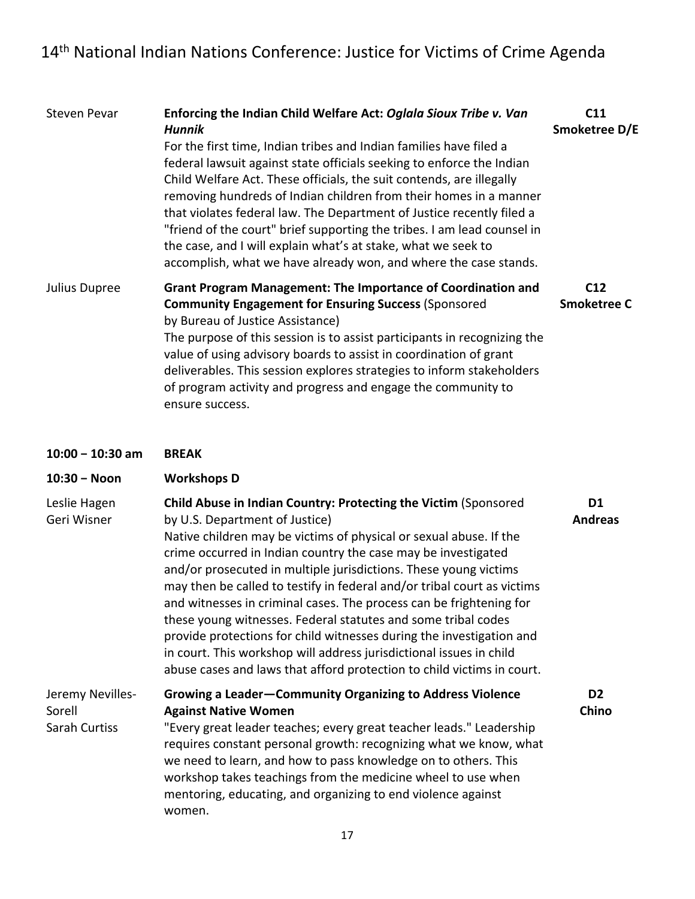Steven Pevar

**Enforcing the Indian Child Welfare Act: *Oglala Sioux Tribe v. Van Hunnik***

**C11 Smoketree D/E**

For the first time, Indian tribes and Indian families have filed a federal lawsuit against state officials seeking to enforce the Indian Child Welfare Act. These officials, the suit contends, are illegally removing hundreds of Indian children from their homes in a manner that violates federal law. The Department of Justice recently filed a "friend of the court" brief supporting the tribes. I am lead counsel in the case, and I will explain what's at stake, what we seek to accomplish, what we have already won, and where the case stands.

Julius Dupree

**Grant Program Management: The Importance of Coordination and Community Engagement for Ensuring Success** (Sponsored by Bureau of Justice Assistance)

**C12 Smoketree C**

The purpose of this session is to assist participants in recognizing the value of using advisory boards to assist in coordination of grant deliverables. This session explores strategies to inform stakeholders of program activity and progress and engage the community to ensure success.

**10:00 – 10:30 am** **BREAK**

**10:30 – Noon** **Workshops D**

Leslie Hagen
Geri Wisner

**Child Abuse in Indian Country: Protecting the Victim** (Sponsored by U.S. Department of Justice)

**D1 Andreas**

Native children may be victims of physical or sexual abuse. If the crime occurred in Indian country the case may be investigated and/or prosecuted in multiple jurisdictions. These young victims may then be called to testify in federal and/or tribal court as victims and witnesses in criminal cases. The process can be frightening for these young witnesses. Federal statutes and some tribal codes provide protections for child witnesses during the investigation and in court. This workshop will address jurisdictional issues in child abuse cases and laws that afford protection to child victims in court.

Jeremy Nevilles-Sorell
Sarah Curtiss

**Growing a Leader—Community Organizing to Address Violence Against Native Women**

**D2 Chino**

"Every great leader teaches; every great teacher leads." Leadership requires constant personal growth: recognizing what we know, what we need to learn, and how to pass knowledge on to others. This workshop takes teachings from the medicine wheel to use when mentoring, educating, and organizing to end violence against women.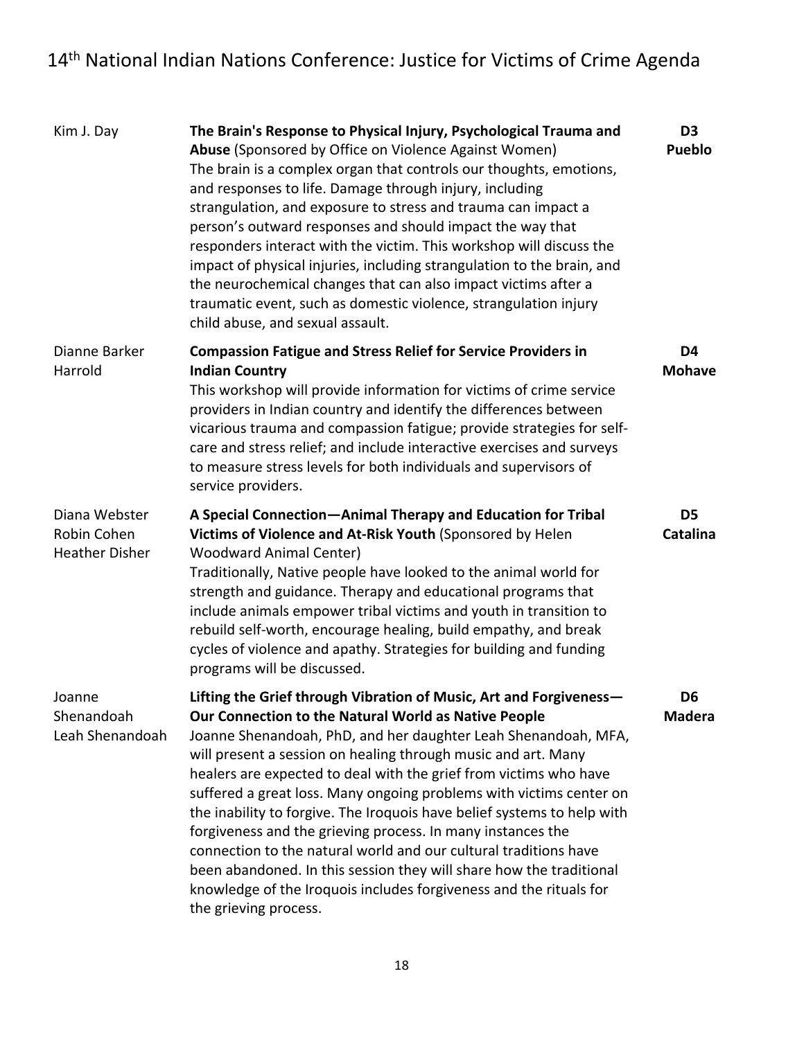| | | |
|---|---|---|
| Kim J. Day | **The Brain's Response to Physical Injury, Psychological Trauma and Abuse** (Sponsored by Office on Violence Against Women)<br>The brain is a complex organ that controls our thoughts, emotions, and responses to life. Damage through injury, including strangulation, and exposure to stress and trauma can impact a person's outward responses and should impact the way that responders interact with the victim. This workshop will discuss the impact of physical injuries, including strangulation to the brain, and the neurochemical changes that can also impact victims after a traumatic event, such as domestic violence, strangulation injury child abuse, and sexual assault. | **D3**<br>**Pueblo** |
| Dianne Barker Harrold | **Compassion Fatigue and Stress Relief for Service Providers in Indian Country**<br>This workshop will provide information for victims of crime service providers in Indian country and identify the differences between vicarious trauma and compassion fatigue; provide strategies for self-care and stress relief; and include interactive exercises and surveys to measure stress levels for both individuals and supervisors of service providers. | **D4**<br>**Mohave** |
| Diana Webster<br>Robin Cohen<br>Heather Disher | **A Special Connection—Animal Therapy and Education for Tribal Victims of Violence and At-Risk Youth** (Sponsored by Helen Woodward Animal Center)<br>Traditionally, Native people have looked to the animal world for strength and guidance. Therapy and educational programs that include animals empower tribal victims and youth in transition to rebuild self-worth, encourage healing, build empathy, and break cycles of violence and apathy. Strategies for building and funding programs will be discussed. | **D5**<br>**Catalina** |
| Joanne Shenandoah<br>Leah Shenandoah | **Lifting the Grief through Vibration of Music, Art and Forgiveness—Our Connection to the Natural World as Native People**<br>Joanne Shenandoah, PhD, and her daughter Leah Shenandoah, MFA, will present a session on healing through music and art. Many healers are expected to deal with the grief from victims who have suffered a great loss. Many ongoing problems with victims center on the inability to forgive. The Iroquois have belief systems to help with forgiveness and the grieving process. In many instances the connection to the natural world and our cultural traditions have been abandoned. In this session they will share how the traditional knowledge of the Iroquois includes forgiveness and the rituals for the grieving process. | **D6**<br>**Madera** |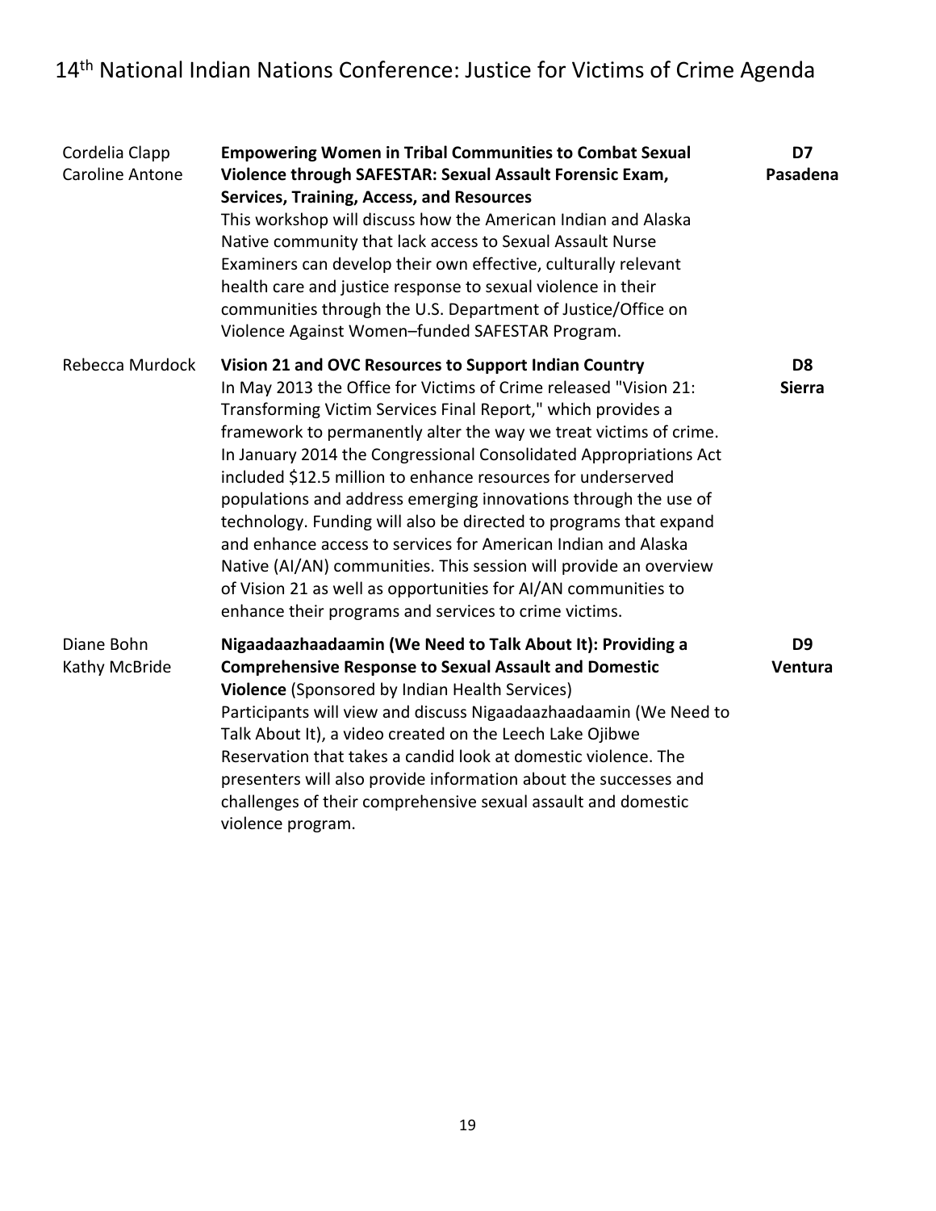| | | |
|---|---|---|
| Cordelia Clapp<br>Caroline Antone | **Empowering Women in Tribal Communities to Combat Sexual Violence through SAFESTAR: Sexual Assault Forensic Exam, Services, Training, Access, and Resources**<br>This workshop will discuss how the American Indian and Alaska Native community that lack access to Sexual Assault Nurse Examiners can develop their own effective, culturally relevant health care and justice response to sexual violence in their communities through the U.S. Department of Justice/Office on Violence Against Women–funded SAFESTAR Program. | **D7**<br>**Pasadena** |
| Rebecca Murdock | **Vision 21 and OVC Resources to Support Indian Country**<br>In May 2013 the Office for Victims of Crime released "Vision 21: Transforming Victim Services Final Report," which provides a framework to permanently alter the way we treat victims of crime. In January 2014 the Congressional Consolidated Appropriations Act included $12.5 million to enhance resources for underserved populations and address emerging innovations through the use of technology. Funding will also be directed to programs that expand and enhance access to services for American Indian and Alaska Native (AI/AN) communities. This session will provide an overview of Vision 21 as well as opportunities for AI/AN communities to enhance their programs and services to crime victims. | **D8**<br>**Sierra** |
| Diane Bohn<br>Kathy McBride | **Nigaadaazhaadaamin (We Need to Talk About It): Providing a Comprehensive Response to Sexual Assault and Domestic Violence** (Sponsored by Indian Health Services)<br>Participants will view and discuss Nigaadaazhaadaamin (We Need to Talk About It), a video created on the Leech Lake Ojibwe Reservation that takes a candid look at domestic violence. The presenters will also provide information about the successes and challenges of their comprehensive sexual assault and domestic violence program. | **D9**<br>**Ventura** |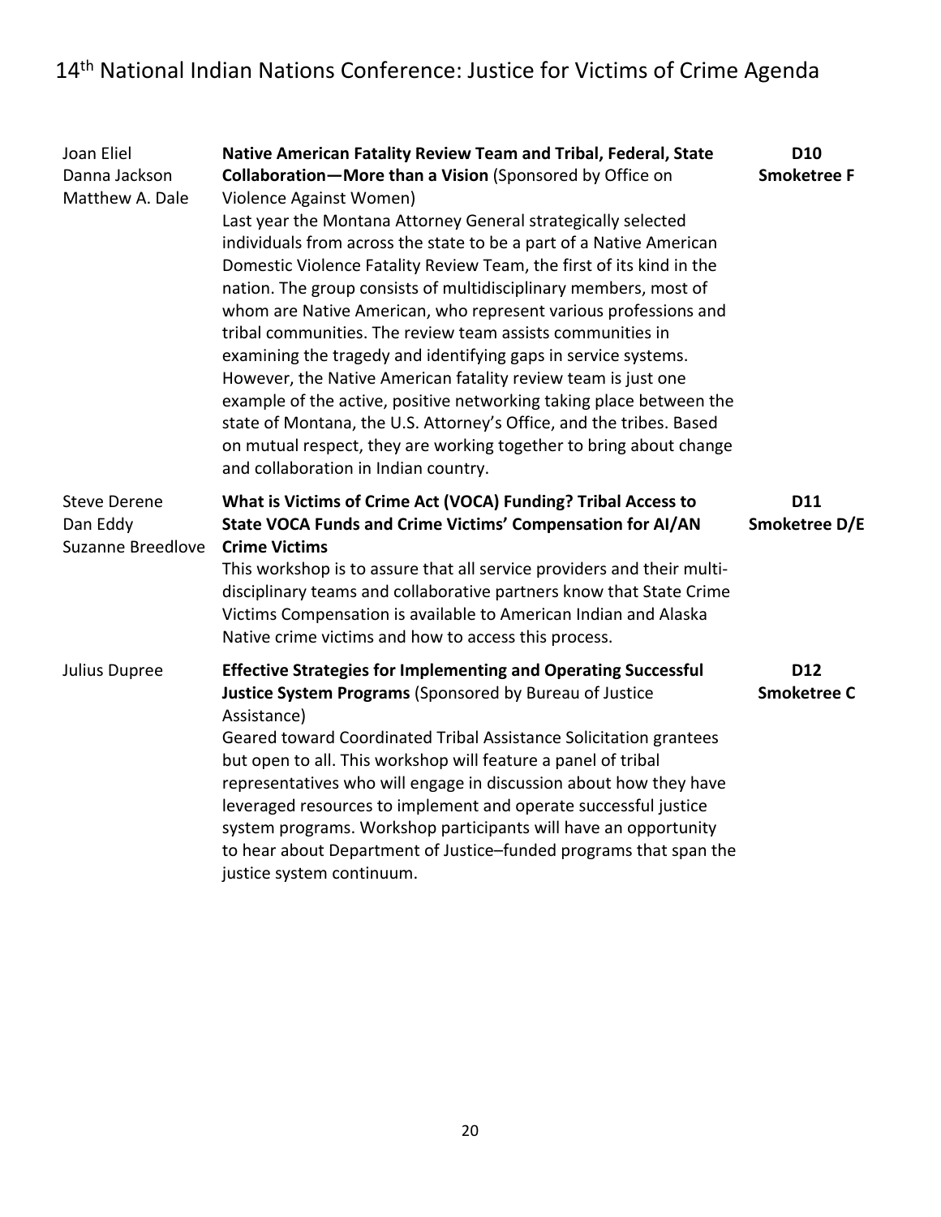| | | |
|---|---|---|
| Joan Eliel<br>Danna Jackson<br>Matthew A. Dale | **Native American Fatality Review Team and Tribal, Federal, State Collaboration—More than a Vision** (Sponsored by Office on Violence Against Women)<br>Last year the Montana Attorney General strategically selected individuals from across the state to be a part of a Native American Domestic Violence Fatality Review Team, the first of its kind in the nation. The group consists of multidisciplinary members, most of whom are Native American, who represent various professions and tribal communities. The review team assists communities in examining the tragedy and identifying gaps in service systems. However, the Native American fatality review team is just one example of the active, positive networking taking place between the state of Montana, the U.S. Attorney's Office, and the tribes. Based on mutual respect, they are working together to bring about change and collaboration in Indian country. | **D10**<br>**Smoketree F** |
| Steve Derene<br>Dan Eddy<br>Suzanne Breedlove | **What is Victims of Crime Act (VOCA) Funding? Tribal Access to State VOCA Funds and Crime Victims' Compensation for AI/AN Crime Victims**<br>This workshop is to assure that all service providers and their multi-disciplinary teams and collaborative partners know that State Crime Victims Compensation is available to American Indian and Alaska Native crime victims and how to access this process. | **D11**<br>**Smoketree D/E** |
| Julius Dupree | **Effective Strategies for Implementing and Operating Successful Justice System Programs** (Sponsored by Bureau of Justice Assistance)<br>Geared toward Coordinated Tribal Assistance Solicitation grantees but open to all. This workshop will feature a panel of tribal representatives who will engage in discussion about how they have leveraged resources to implement and operate successful justice system programs. Workshop participants will have an opportunity to hear about Department of Justice–funded programs that span the justice system continuum. | **D12**<br>**Smoketree C** |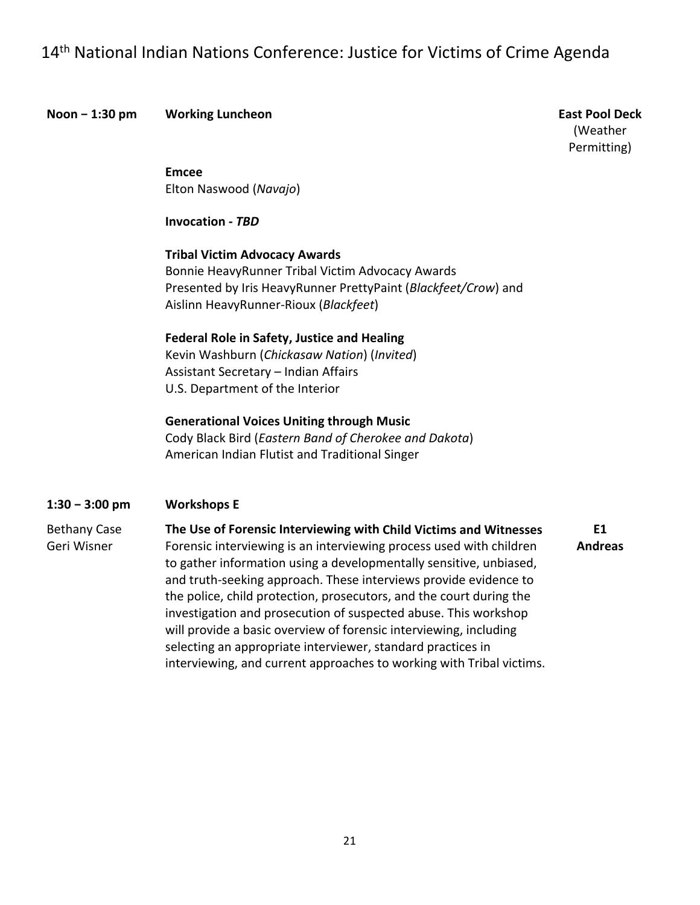**Noon – 1:30 pm** **Working Luncheon** — **East Pool Deck** (Weather Permitting)

**Emcee**
Elton Naswood (*Navajo*)

**Invocation - *TBD***

**Tribal Victim Advocacy Awards**
Bonnie HeavyRunner Tribal Victim Advocacy Awards
Presented by Iris HeavyRunner PrettyPaint (*Blackfeet/Crow*) and Aislinn HeavyRunner-Rioux (*Blackfeet*)

**Federal Role in Safety, Justice and Healing**
Kevin Washburn (*Chickasaw Nation*) (*Invited*)
Assistant Secretary – Indian Affairs
U.S. Department of the Interior

**Generational Voices Uniting through Music**
Cody Black Bird (*Eastern Band of Cherokee and Dakota*)
American Indian Flutist and Traditional Singer

**1:30 – 3:00 pm** **Workshops E**

Bethany Case
Geri Wisner

**The Use of Forensic Interviewing with Child Victims and Witnesses** — **E1 Andreas**

Forensic interviewing is an interviewing process used with children to gather information using a developmentally sensitive, unbiased, and truth-seeking approach. These interviews provide evidence to the police, child protection, prosecutors, and the court during the investigation and prosecution of suspected abuse. This workshop will provide a basic overview of forensic interviewing, including selecting an appropriate interviewer, standard practices in interviewing, and current approaches to working with Tribal victims.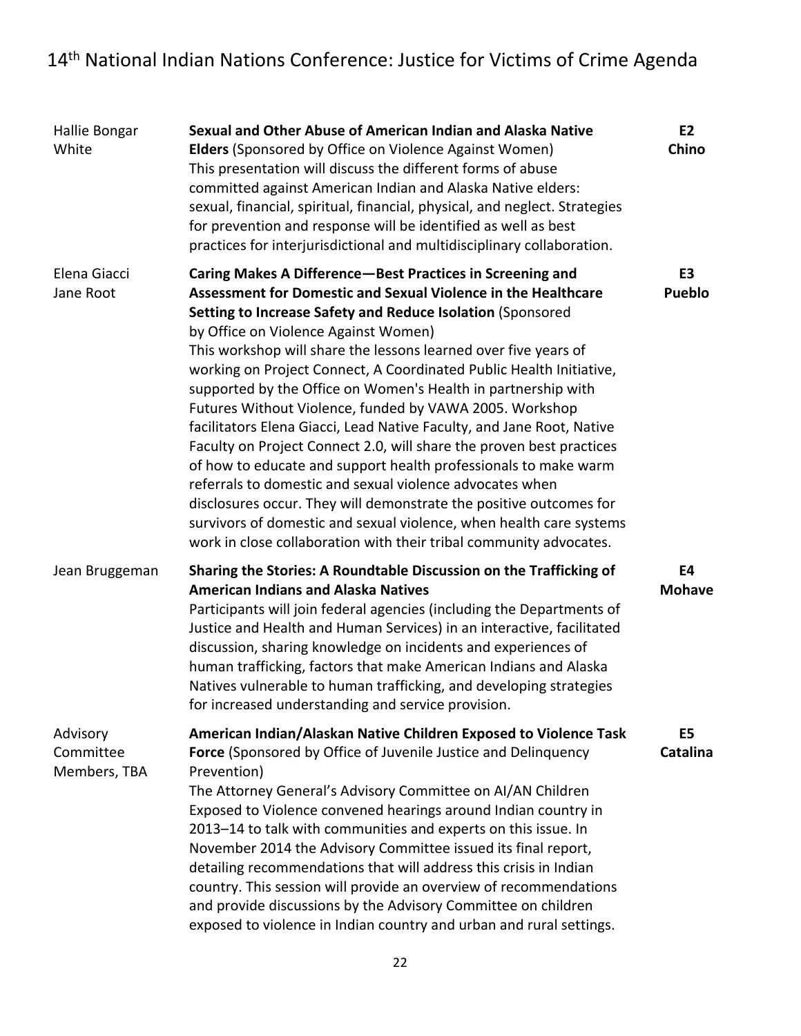| | | |
|---|---|---|
| Hallie Bongar White | **Sexual and Other Abuse of American Indian and Alaska Native Elders** (Sponsored by Office on Violence Against Women)<br>This presentation will discuss the different forms of abuse committed against American Indian and Alaska Native elders: sexual, financial, spiritual, financial, physical, and neglect. Strategies for prevention and response will be identified as well as best practices for interjurisdictional and multidisciplinary collaboration. | **E2**<br>**Chino** |
| Elena Giacci<br>Jane Root | **Caring Makes A Difference—Best Practices in Screening and Assessment for Domestic and Sexual Violence in the Healthcare Setting to Increase Safety and Reduce Isolation** (Sponsored by Office on Violence Against Women)<br>This workshop will share the lessons learned over five years of working on Project Connect, A Coordinated Public Health Initiative, supported by the Office on Women's Health in partnership with Futures Without Violence, funded by VAWA 2005. Workshop facilitators Elena Giacci, Lead Native Faculty, and Jane Root, Native Faculty on Project Connect 2.0, will share the proven best practices of how to educate and support health professionals to make warm referrals to domestic and sexual violence advocates when disclosures occur. They will demonstrate the positive outcomes for survivors of domestic and sexual violence, when health care systems work in close collaboration with their tribal community advocates. | **E3**<br>**Pueblo** |
| Jean Bruggeman | **Sharing the Stories: A Roundtable Discussion on the Trafficking of American Indians and Alaska Natives**<br>Participants will join federal agencies (including the Departments of Justice and Health and Human Services) in an interactive, facilitated discussion, sharing knowledge on incidents and experiences of human trafficking, factors that make American Indians and Alaska Natives vulnerable to human trafficking, and developing strategies for increased understanding and service provision. | **E4**<br>**Mohave** |
| Advisory Committee Members, TBA | **American Indian/Alaskan Native Children Exposed to Violence Task Force** (Sponsored by Office of Juvenile Justice and Delinquency Prevention)<br>The Attorney General's Advisory Committee on AI/AN Children Exposed to Violence convened hearings around Indian country in 2013–14 to talk with communities and experts on this issue. In November 2014 the Advisory Committee issued its final report, detailing recommendations that will address this crisis in Indian country. This session will provide an overview of recommendations and provide discussions by the Advisory Committee on children exposed to violence in Indian country and urban and rural settings. | **E5**<br>**Catalina** |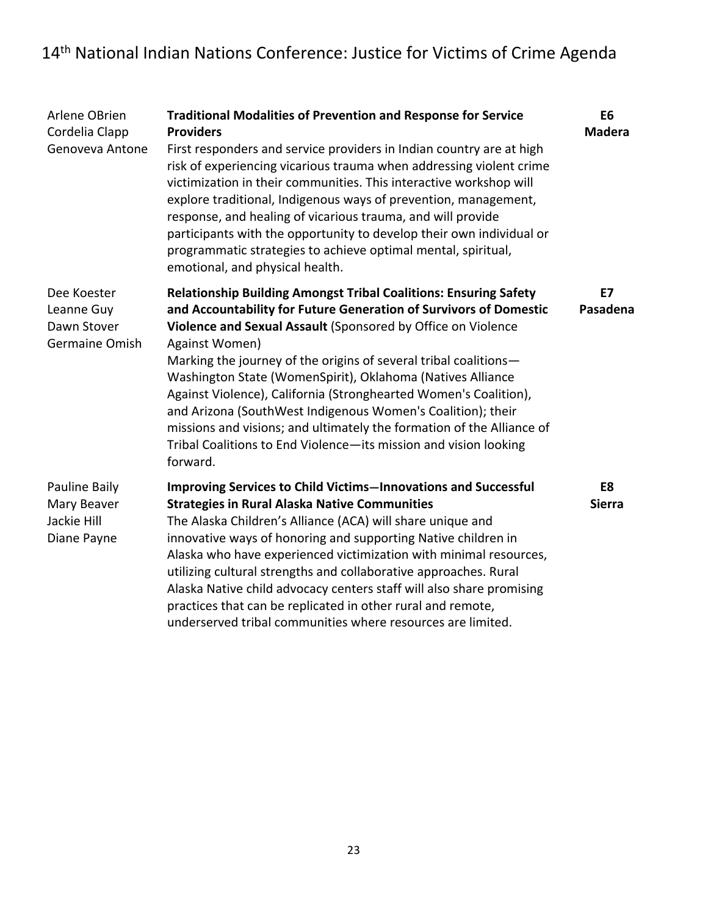| Presenters | Session | Room |
| --- | --- | --- |
| Arlene OBrien<br>Cordelia Clapp<br>Genoveva Antone | **Traditional Modalities of Prevention and Response for Service Providers**<br>First responders and service providers in Indian country are at high risk of experiencing vicarious trauma when addressing violent crime victimization in their communities. This interactive workshop will explore traditional, Indigenous ways of prevention, management, response, and healing of vicarious trauma, and will provide participants with the opportunity to develop their own individual or programmatic strategies to achieve optimal mental, spiritual, emotional, and physical health. | **E6**<br>**Madera** |
| Dee Koester<br>Leanne Guy<br>Dawn Stover<br>Germaine Omish | **Relationship Building Amongst Tribal Coalitions: Ensuring Safety and Accountability for Future Generation of Survivors of Domestic Violence and Sexual Assault** (Sponsored by Office on Violence Against Women)<br>Marking the journey of the origins of several tribal coalitions—Washington State (WomenSpirit), Oklahoma (Natives Alliance Against Violence), California (Stronghearted Women's Coalition), and Arizona (SouthWest Indigenous Women's Coalition); their missions and visions; and ultimately the formation of the Alliance of Tribal Coalitions to End Violence—its mission and vision looking forward. | **E7**<br>**Pasadena** |
| Pauline Baily<br>Mary Beaver<br>Jackie Hill<br>Diane Payne | **Improving Services to Child Victims—Innovations and Successful Strategies in Rural Alaska Native Communities**<br>The Alaska Children's Alliance (ACA) will share unique and innovative ways of honoring and supporting Native children in Alaska who have experienced victimization with minimal resources, utilizing cultural strengths and collaborative approaches. Rural Alaska Native child advocacy centers staff will also share promising practices that can be replicated in other rural and remote, underserved tribal communities where resources are limited. | **E8**<br>**Sierra** |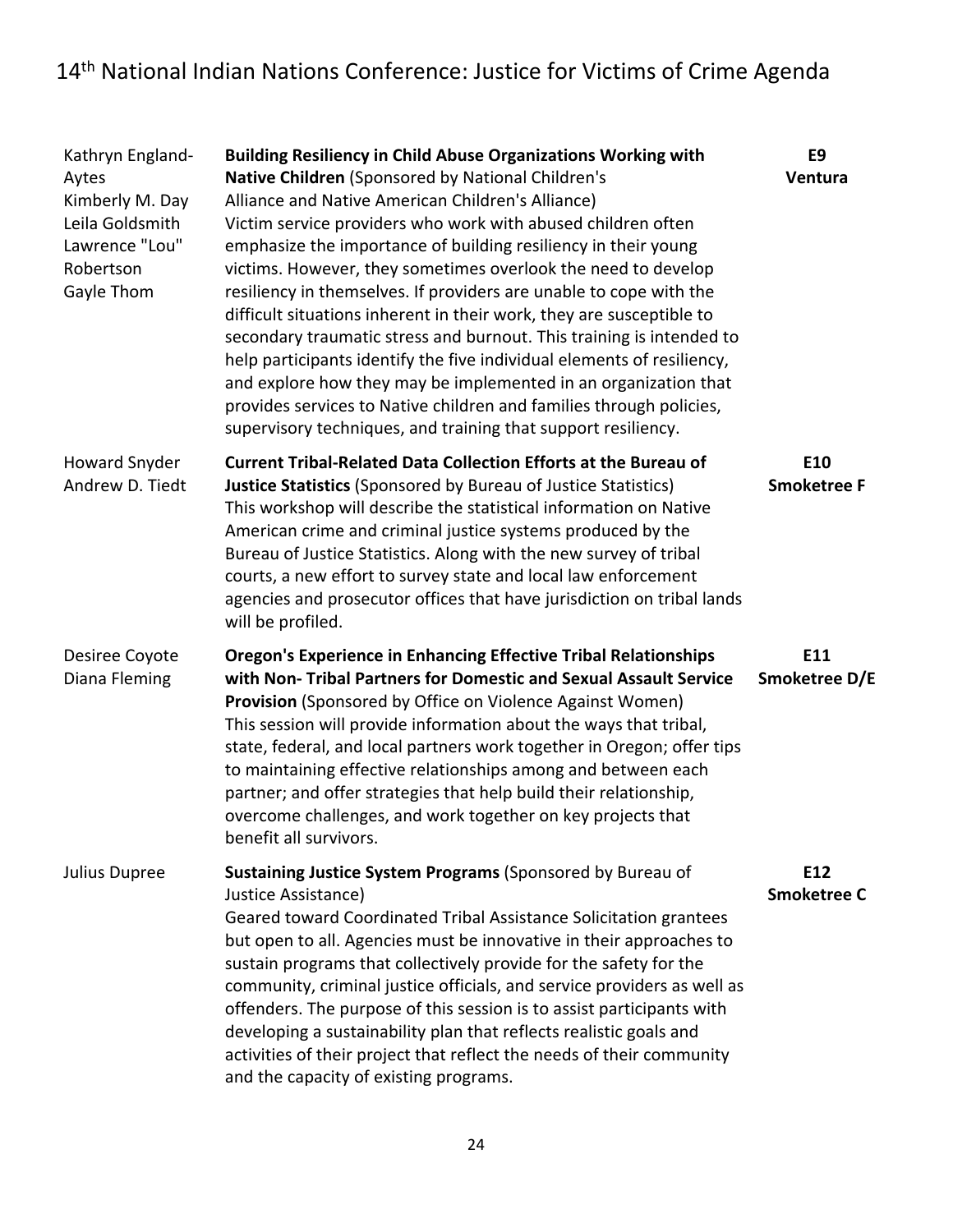| Presenters | Session | Room |
| --- | --- | --- |
| Kathryn England-Aytes<br>Kimberly M. Day<br>Leila Goldsmith<br>Lawrence "Lou" Robertson<br>Gayle Thom | **Building Resiliency in Child Abuse Organizations Working with Native Children** (Sponsored by National Children's Alliance and Native American Children's Alliance)<br>Victim service providers who work with abused children often emphasize the importance of building resiliency in their young victims. However, they sometimes overlook the need to develop resiliency in themselves. If providers are unable to cope with the difficult situations inherent in their work, they are susceptible to secondary traumatic stress and burnout. This training is intended to help participants identify the five individual elements of resiliency, and explore how they may be implemented in an organization that provides services to Native children and families through policies, supervisory techniques, and training that support resiliency. | **E9**<br>**Ventura** |
| Howard Snyder<br>Andrew D. Tiedt | **Current Tribal-Related Data Collection Efforts at the Bureau of Justice Statistics** (Sponsored by Bureau of Justice Statistics)<br>This workshop will describe the statistical information on Native American crime and criminal justice systems produced by the Bureau of Justice Statistics. Along with the new survey of tribal courts, a new effort to survey state and local law enforcement agencies and prosecutor offices that have jurisdiction on tribal lands will be profiled. | **E10**<br>**Smoketree F** |
| Desiree Coyote<br>Diana Fleming | **Oregon's Experience in Enhancing Effective Tribal Relationships with Non- Tribal Partners for Domestic and Sexual Assault Service Provision** (Sponsored by Office on Violence Against Women)<br>This session will provide information about the ways that tribal, state, federal, and local partners work together in Oregon; offer tips to maintaining effective relationships among and between each partner; and offer strategies that help build their relationship, overcome challenges, and work together on key projects that benefit all survivors. | **E11**<br>**Smoketree D/E** |
| Julius Dupree | **Sustaining Justice System Programs** (Sponsored by Bureau of Justice Assistance)<br>Geared toward Coordinated Tribal Assistance Solicitation grantees but open to all. Agencies must be innovative in their approaches to sustain programs that collectively provide for the safety for the community, criminal justice officials, and service providers as well as offenders. The purpose of this session is to assist participants with developing a sustainability plan that reflects realistic goals and activities of their project that reflect the needs of their community and the capacity of existing programs. | **E12**<br>**Smoketree C** |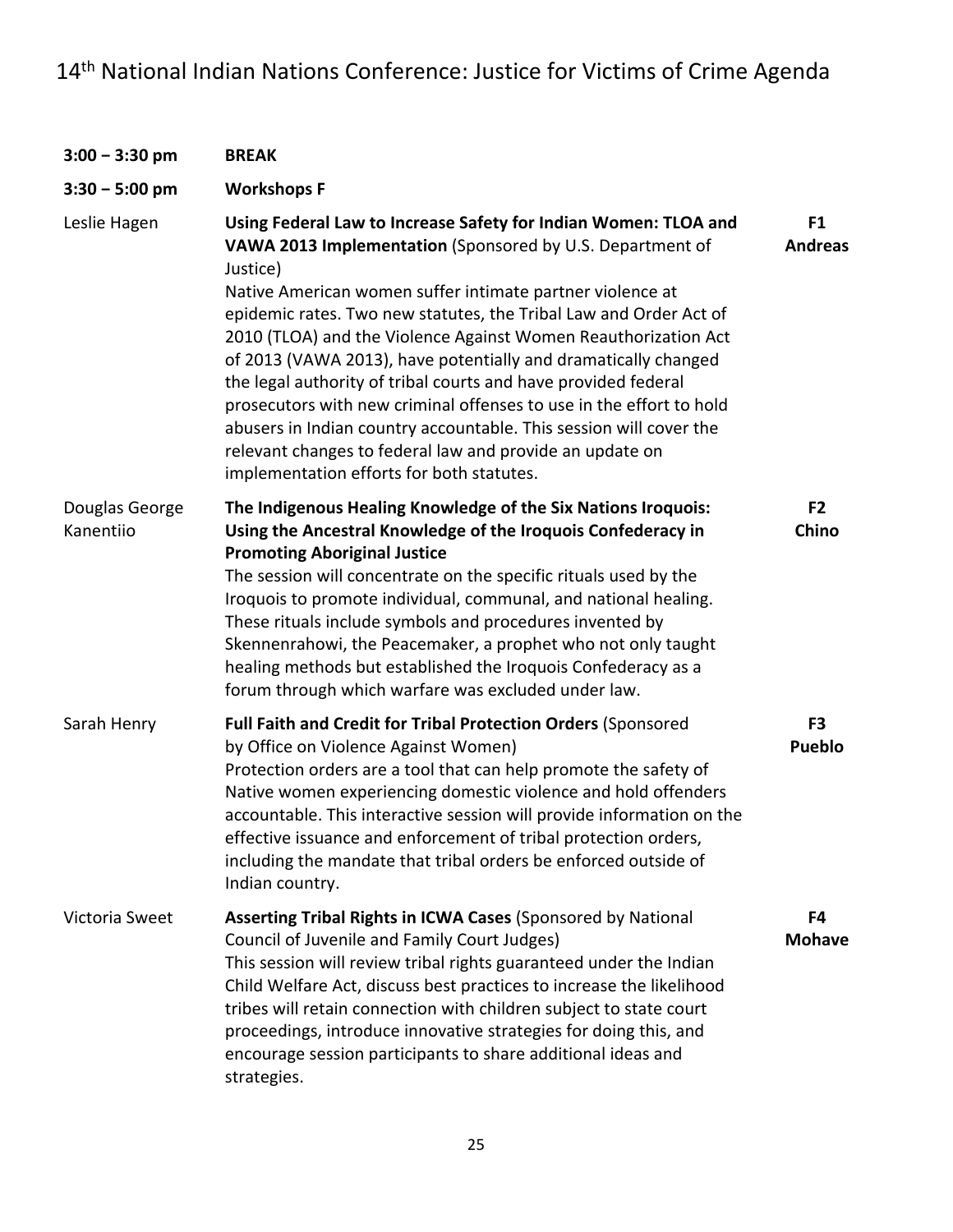| | | |
|---|---|---|
| **3:00 – 3:30 pm** | **BREAK** | |
| **3:30 – 5:00 pm** | **Workshops F** | |
| Leslie Hagen | **Using Federal Law to Increase Safety for Indian Women: TLOA and VAWA 2013 Implementation** (Sponsored by U.S. Department of Justice)<br>Native American women suffer intimate partner violence at epidemic rates. Two new statutes, the Tribal Law and Order Act of 2010 (TLOA) and the Violence Against Women Reauthorization Act of 2013 (VAWA 2013), have potentially and dramatically changed the legal authority of tribal courts and have provided federal prosecutors with new criminal offenses to use in the effort to hold abusers in Indian country accountable. This session will cover the relevant changes to federal law and provide an update on implementation efforts for both statutes. | **F1**<br>**Andreas** |
| Douglas George Kanentiio | **The Indigenous Healing Knowledge of the Six Nations Iroquois: Using the Ancestral Knowledge of the Iroquois Confederacy in Promoting Aboriginal Justice**<br>The session will concentrate on the specific rituals used by the Iroquois to promote individual, communal, and national healing. These rituals include symbols and procedures invented by Skennenrahowi, the Peacemaker, a prophet who not only taught healing methods but established the Iroquois Confederacy as a forum through which warfare was excluded under law. | **F2**<br>**Chino** |
| Sarah Henry | **Full Faith and Credit for Tribal Protection Orders** (Sponsored by Office on Violence Against Women)<br>Protection orders are a tool that can help promote the safety of Native women experiencing domestic violence and hold offenders accountable. This interactive session will provide information on the effective issuance and enforcement of tribal protection orders, including the mandate that tribal orders be enforced outside of Indian country. | **F3**<br>**Pueblo** |
| Victoria Sweet | **Asserting Tribal Rights in ICWA Cases** (Sponsored by National Council of Juvenile and Family Court Judges)<br>This session will review tribal rights guaranteed under the Indian Child Welfare Act, discuss best practices to increase the likelihood tribes will retain connection with children subject to state court proceedings, introduce innovative strategies for doing this, and encourage session participants to share additional ideas and strategies. | **F4**<br>**Mohave** |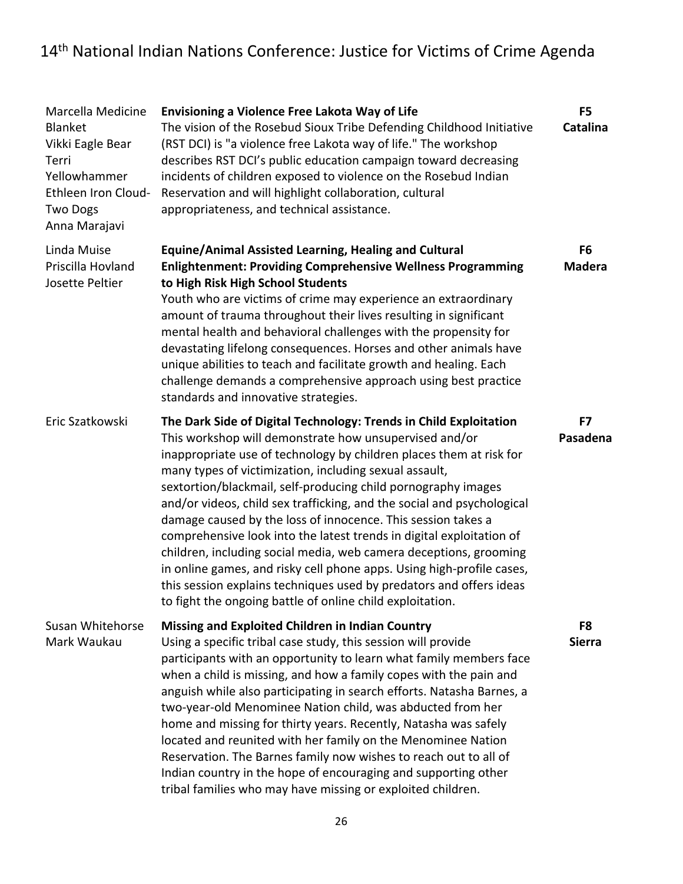| Presenters | Session | Room |
|---|---|---|
| Marcella Medicine Blanket<br>Vikki Eagle Bear<br>Terri Yellowhammer<br>Ethleen Iron Cloud-Two Dogs<br>Anna Marajavi | **Envisioning a Violence Free Lakota Way of Life**<br>The vision of the Rosebud Sioux Tribe Defending Childhood Initiative (RST DCI) is "a violence free Lakota way of life." The workshop describes RST DCI's public education campaign toward decreasing incidents of children exposed to violence on the Rosebud Indian Reservation and will highlight collaboration, cultural appropriateness, and technical assistance. | **F5**<br>**Catalina** |
| Linda Muise<br>Priscilla Hovland<br>Josette Peltier | **Equine/Animal Assisted Learning, Healing and Cultural Enlightenment: Providing Comprehensive Wellness Programming to High Risk High School Students**<br>Youth who are victims of crime may experience an extraordinary amount of trauma throughout their lives resulting in significant mental health and behavioral challenges with the propensity for devastating lifelong consequences. Horses and other animals have unique abilities to teach and facilitate growth and healing. Each challenge demands a comprehensive approach using best practice standards and innovative strategies. | **F6**<br>**Madera** |
| Eric Szatkowski | **The Dark Side of Digital Technology: Trends in Child Exploitation**<br>This workshop will demonstrate how unsupervised and/or inappropriate use of technology by children places them at risk for many types of victimization, including sexual assault, sextortion/blackmail, self-producing child pornography images and/or videos, child sex trafficking, and the social and psychological damage caused by the loss of innocence. This session takes a comprehensive look into the latest trends in digital exploitation of children, including social media, web camera deceptions, grooming in online games, and risky cell phone apps. Using high-profile cases, this session explains techniques used by predators and offers ideas to fight the ongoing battle of online child exploitation. | **F7**<br>**Pasadena** |
| Susan Whitehorse<br>Mark Waukau | **Missing and Exploited Children in Indian Country**<br>Using a specific tribal case study, this session will provide participants with an opportunity to learn what family members face when a child is missing, and how a family copes with the pain and anguish while also participating in search efforts. Natasha Barnes, a two-year-old Menominee Nation child, was abducted from her home and missing for thirty years. Recently, Natasha was safely located and reunited with her family on the Menominee Nation Reservation. The Barnes family now wishes to reach out to all of Indian country in the hope of encouraging and supporting other tribal families who may have missing or exploited children. | **F8**<br>**Sierra** |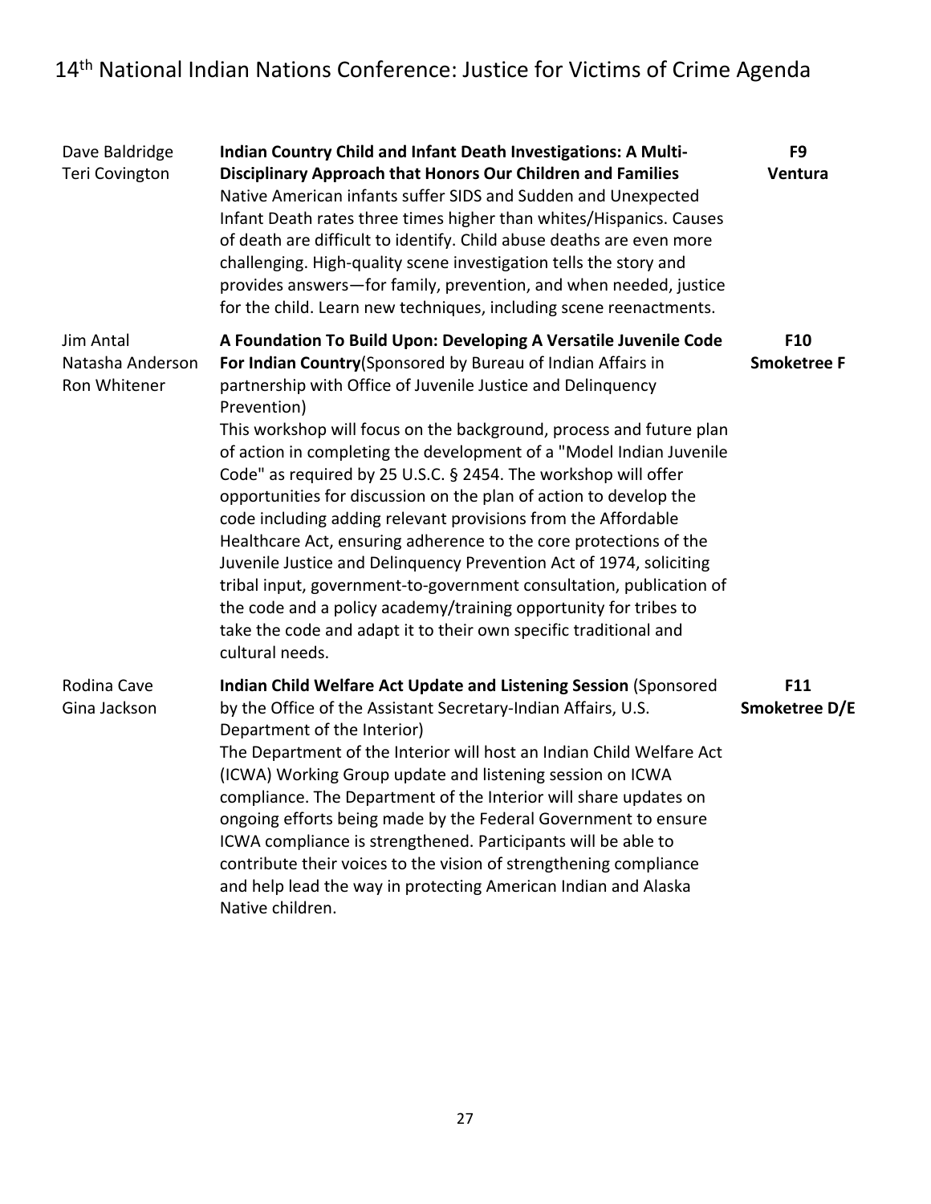| Presenters | Session | Room |
|---|---|---|
| Dave Baldridge<br>Teri Covington | **Indian Country Child and Infant Death Investigations: A Multi-Disciplinary Approach that Honors Our Children and Families**<br>Native American infants suffer SIDS and Sudden and Unexpected Infant Death rates three times higher than whites/Hispanics. Causes of death are difficult to identify. Child abuse deaths are even more challenging. High-quality scene investigation tells the story and provides answers—for family, prevention, and when needed, justice for the child. Learn new techniques, including scene reenactments. | **F9**<br>**Ventura** |
| Jim Antal<br>Natasha Anderson<br>Ron Whitener | **A Foundation To Build Upon: Developing A Versatile Juvenile Code For Indian Country**(Sponsored by Bureau of Indian Affairs in partnership with Office of Juvenile Justice and Delinquency Prevention)<br>This workshop will focus on the background, process and future plan of action in completing the development of a "Model Indian Juvenile Code" as required by 25 U.S.C. § 2454. The workshop will offer opportunities for discussion on the plan of action to develop the code including adding relevant provisions from the Affordable Healthcare Act, ensuring adherence to the core protections of the Juvenile Justice and Delinquency Prevention Act of 1974, soliciting tribal input, government-to-government consultation, publication of the code and a policy academy/training opportunity for tribes to take the code and adapt it to their own specific traditional and cultural needs. | **F10**<br>**Smoketree F** |
| Rodina Cave<br>Gina Jackson | **Indian Child Welfare Act Update and Listening Session** (Sponsored by the Office of the Assistant Secretary-Indian Affairs, U.S. Department of the Interior)<br>The Department of the Interior will host an Indian Child Welfare Act (ICWA) Working Group update and listening session on ICWA compliance. The Department of the Interior will share updates on ongoing efforts being made by the Federal Government to ensure ICWA compliance is strengthened. Participants will be able to contribute their voices to the vision of strengthening compliance and help lead the way in protecting American Indian and Alaska Native children. | **F11**<br>**Smoketree D/E** |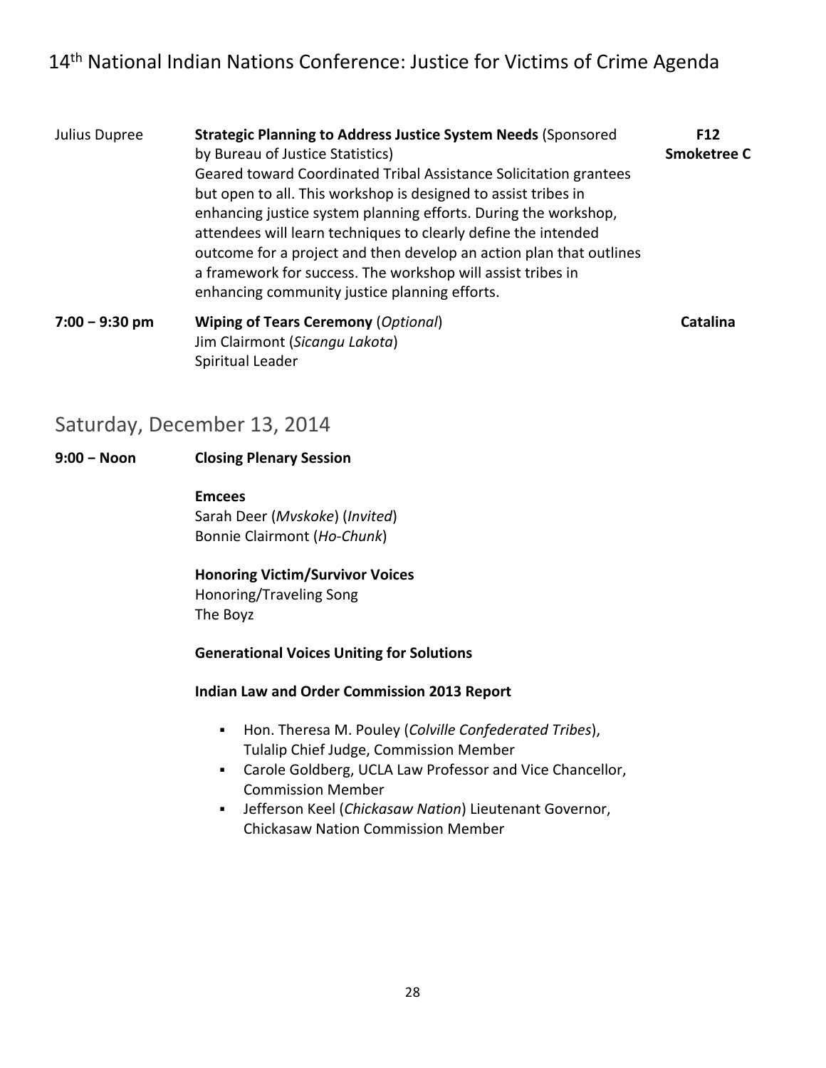Julius Dupree

**Strategic Planning to Address Justice System Needs** (Sponsored by Bureau of Justice Statistics)

Geared toward Coordinated Tribal Assistance Solicitation grantees but open to all. This workshop is designed to assist tribes in enhancing justice system planning efforts. During the workshop, attendees will learn techniques to clearly define the intended outcome for a project and then develop an action plan that outlines a framework for success. The workshop will assist tribes in enhancing community justice planning efforts.

**F12**
**Smoketree C**

**7:00 – 9:30 pm** **Wiping of Tears Ceremony** (*Optional*)
Jim Clairmont (*Sicangu Lakota*)
Spiritual Leader

**Catalina**

## Saturday, December 13, 2014

**9:00 – Noon** **Closing Plenary Session**

**Emcees**
Sarah Deer (*Mvskoke*) (*Invited*)
Bonnie Clairmont (*Ho-Chunk*)

**Honoring Victim/Survivor Voices**
Honoring/Traveling Song
The Boyz

**Generational Voices Uniting for Solutions**

**Indian Law and Order Commission 2013 Report**

- Hon. Theresa M. Pouley (*Colville Confederated Tribes*), Tulalip Chief Judge, Commission Member
- Carole Goldberg, UCLA Law Professor and Vice Chancellor, Commission Member
- Jefferson Keel (*Chickasaw Nation*) Lieutenant Governor, Chickasaw Nation Commission Member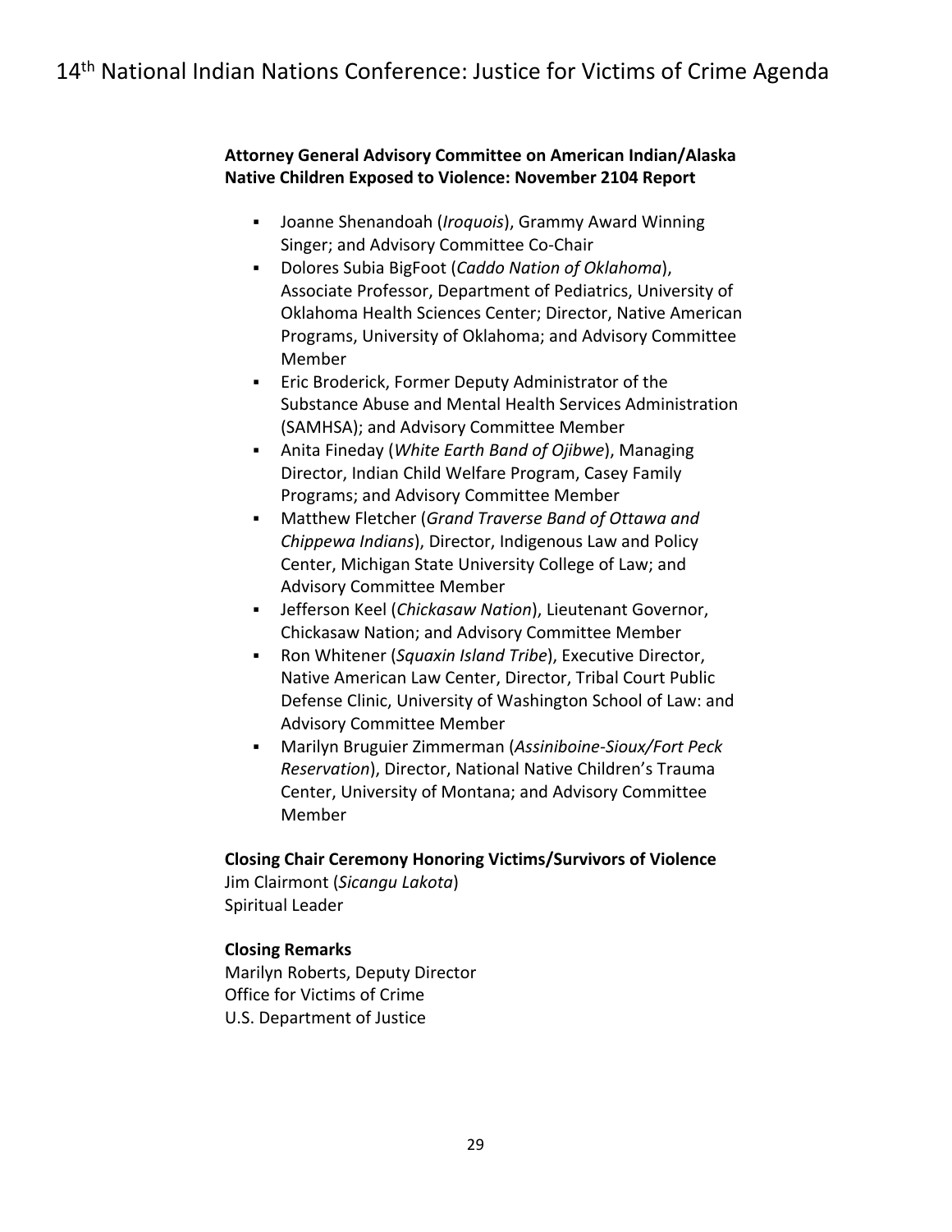**Attorney General Advisory Committee on American Indian/Alaska Native Children Exposed to Violence: November 2104 Report**

- Joanne Shenandoah (*Iroquois*), Grammy Award Winning Singer; and Advisory Committee Co-Chair
- Dolores Subia BigFoot (*Caddo Nation of Oklahoma*), Associate Professor, Department of Pediatrics, University of Oklahoma Health Sciences Center; Director, Native American Programs, University of Oklahoma; and Advisory Committee Member
- Eric Broderick, Former Deputy Administrator of the Substance Abuse and Mental Health Services Administration (SAMHSA); and Advisory Committee Member
- Anita Fineday (*White Earth Band of Ojibwe*), Managing Director, Indian Child Welfare Program, Casey Family Programs; and Advisory Committee Member
- Matthew Fletcher (*Grand Traverse Band of Ottawa and Chippewa Indians*), Director, Indigenous Law and Policy Center, Michigan State University College of Law; and Advisory Committee Member
- Jefferson Keel (*Chickasaw Nation*), Lieutenant Governor, Chickasaw Nation; and Advisory Committee Member
- Ron Whitener (*Squaxin Island Tribe*), Executive Director, Native American Law Center, Director, Tribal Court Public Defense Clinic, University of Washington School of Law: and Advisory Committee Member
- Marilyn Bruguier Zimmerman (*Assiniboine-Sioux/Fort Peck Reservation*), Director, National Native Children's Trauma Center, University of Montana; and Advisory Committee Member

**Closing Chair Ceremony Honoring Victims/Survivors of Violence**

Jim Clairmont (*Sicangu Lakota*)
Spiritual Leader

**Closing Remarks**

Marilyn Roberts, Deputy Director
Office for Victims of Crime
U.S. Department of Justice